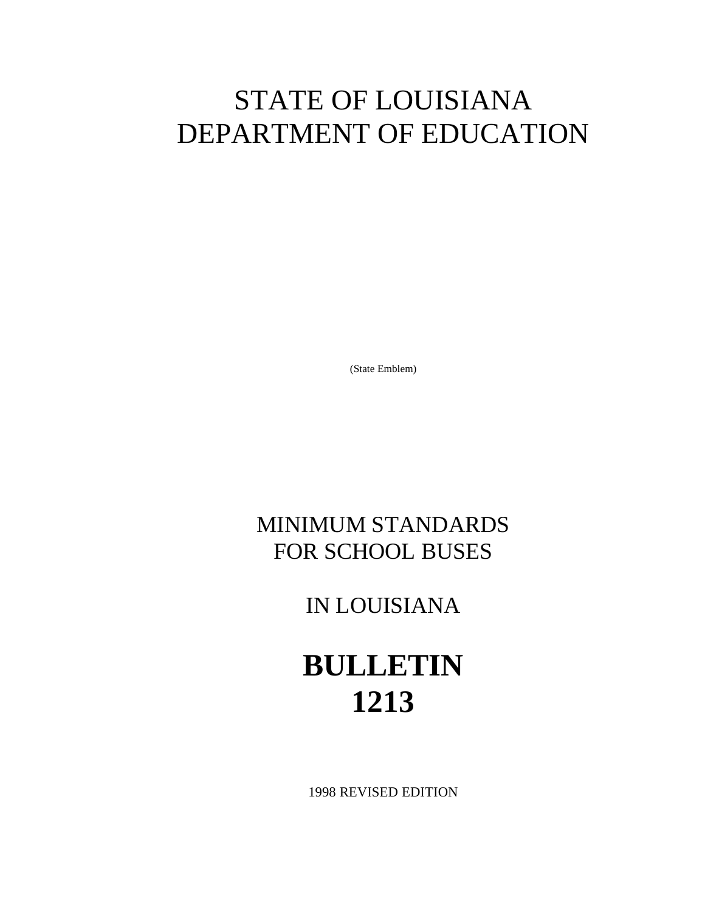# STATE OF LOUISIANA
# DEPARTMENT OF EDUCATION

(State Emblem)

## MINIMUM STANDARDS FOR SCHOOL BUSES

## IN LOUISIANA

# BULLETIN 1213

1998 REVISED EDITION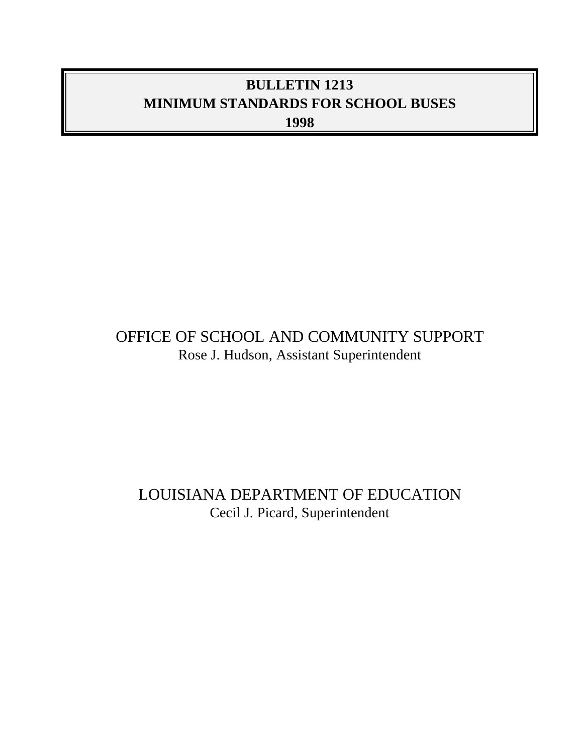# BULLETIN 1213
# MINIMUM STANDARDS FOR SCHOOL BUSES
# 1998

OFFICE OF SCHOOL AND COMMUNITY SUPPORT
Rose J. Hudson, Assistant Superintendent

LOUISIANA DEPARTMENT OF EDUCATION
Cecil J. Picard, Superintendent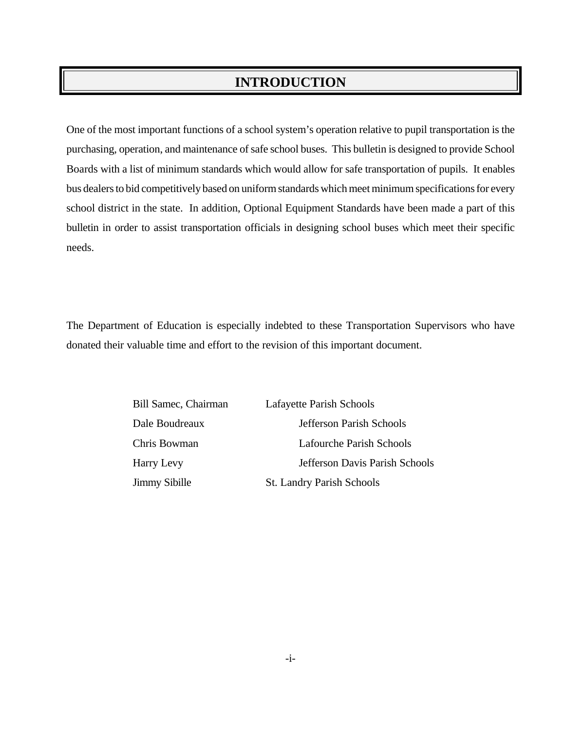# INTRODUCTION

One of the most important functions of a school system's operation relative to pupil transportation is the purchasing, operation, and maintenance of safe school buses. This bulletin is designed to provide School Boards with a list of minimum standards which would allow for safe transportation of pupils. It enables bus dealers to bid competitively based on uniform standards which meet minimum specifications for every school district in the state. In addition, Optional Equipment Standards have been made a part of this bulletin in order to assist transportation officials in designing school buses which meet their specific needs.

The Department of Education is especially indebted to these Transportation Supervisors who have donated their valuable time and effort to the revision of this important document.

| | |
|---|---|
| Bill Samec, Chairman | Lafayette Parish Schools |
| Dale Boudreaux | Jefferson Parish Schools |
| Chris Bowman | Lafourche Parish Schools |
| Harry Levy | Jefferson Davis Parish Schools |
| Jimmy Sibille | St. Landry Parish Schools |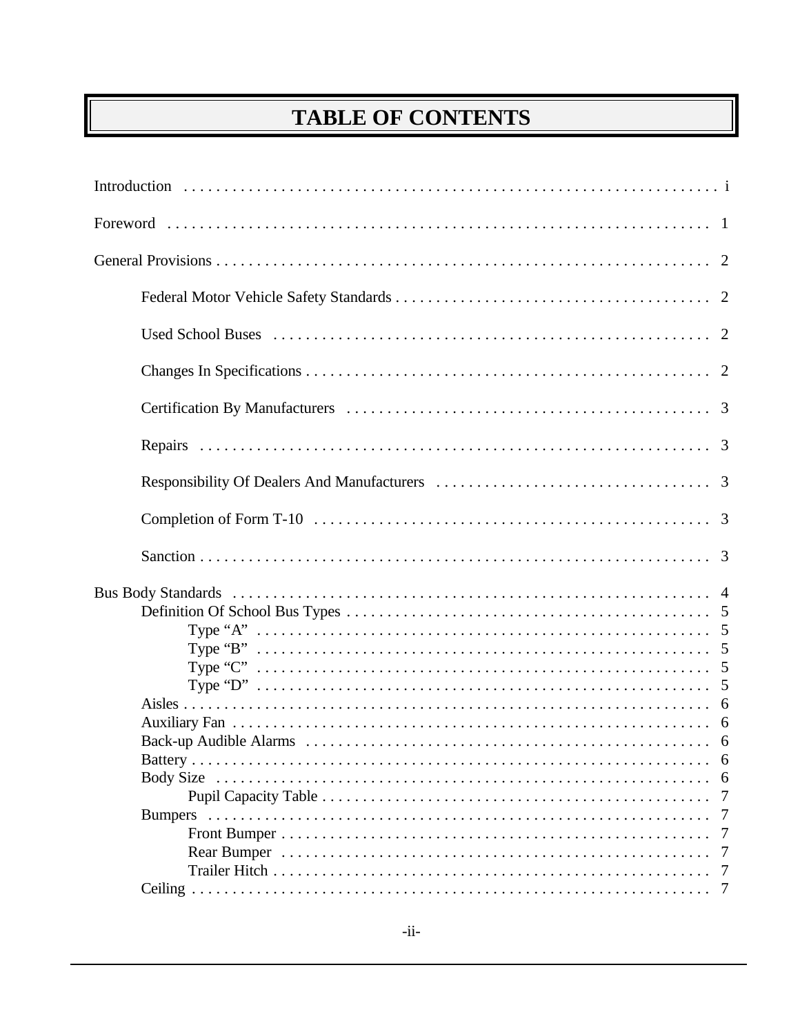# TABLE OF CONTENTS

Introduction . . . . . . . . . . . . . . . . . . . . . . . . . . . . . . . . . . . . . . . . . . . . . . . . . . . . . . . . . . . . i

Foreword . . . . . . . . . . . . . . . . . . . . . . . . . . . . . . . . . . . . . . . . . . . . . . . . . . . . . . . . . . . . . 1

General Provisions . . . . . . . . . . . . . . . . . . . . . . . . . . . . . . . . . . . . . . . . . . . . . . . . . . . . . . . 2

- Federal Motor Vehicle Safety Standards . . . . . . . . . . . . . . . . . . . . . . . . . . . . . . . . . . . . . . . 2
- Used School Buses . . . . . . . . . . . . . . . . . . . . . . . . . . . . . . . . . . . . . . . . . . . . . . . . . . . . 2
- Changes In Specifications . . . . . . . . . . . . . . . . . . . . . . . . . . . . . . . . . . . . . . . . . . . . . . . 2
- Certification By Manufacturers . . . . . . . . . . . . . . . . . . . . . . . . . . . . . . . . . . . . . . . . . . . 3
- Repairs . . . . . . . . . . . . . . . . . . . . . . . . . . . . . . . . . . . . . . . . . . . . . . . . . . . . . . . . . . . . 3
- Responsibility Of Dealers And Manufacturers . . . . . . . . . . . . . . . . . . . . . . . . . . . . . . . . . 3
- Completion of Form T-10 . . . . . . . . . . . . . . . . . . . . . . . . . . . . . . . . . . . . . . . . . . . . . . . 3
- Sanction . . . . . . . . . . . . . . . . . . . . . . . . . . . . . . . . . . . . . . . . . . . . . . . . . . . . . . . . . . . 3

Bus Body Standards . . . . . . . . . . . . . . . . . . . . . . . . . . . . . . . . . . . . . . . . . . . . . . . . . . . . . . 4

- Definition Of School Bus Types . . . . . . . . . . . . . . . . . . . . . . . . . . . . . . . . . . . . . . . . . . . 5
  - Type “A” . . . . . . . . . . . . . . . . . . . . . . . . . . . . . . . . . . . . . . . . . . . . . . . . . . . . . . . 5
  - Type “B” . . . . . . . . . . . . . . . . . . . . . . . . . . . . . . . . . . . . . . . . . . . . . . . . . . . . . . . 5
  - Type “C” . . . . . . . . . . . . . . . . . . . . . . . . . . . . . . . . . . . . . . . . . . . . . . . . . . . . . . . 5
  - Type “D” . . . . . . . . . . . . . . . . . . . . . . . . . . . . . . . . . . . . . . . . . . . . . . . . . . . . . . . 5
- Aisles . . . . . . . . . . . . . . . . . . . . . . . . . . . . . . . . . . . . . . . . . . . . . . . . . . . . . . . . . . . . 6
- Auxiliary Fan . . . . . . . . . . . . . . . . . . . . . . . . . . . . . . . . . . . . . . . . . . . . . . . . . . . . . . . 6
- Back-up Audible Alarms . . . . . . . . . . . . . . . . . . . . . . . . . . . . . . . . . . . . . . . . . . . . . . . . 6
- Battery . . . . . . . . . . . . . . . . . . . . . . . . . . . . . . . . . . . . . . . . . . . . . . . . . . . . . . . . . . . . 6
- Body Size . . . . . . . . . . . . . . . . . . . . . . . . . . . . . . . . . . . . . . . . . . . . . . . . . . . . . . . . . . 6
  - Pupil Capacity Table . . . . . . . . . . . . . . . . . . . . . . . . . . . . . . . . . . . . . . . . . . . . . . . 7
- Bumpers . . . . . . . . . . . . . . . . . . . . . . . . . . . . . . . . . . . . . . . . . . . . . . . . . . . . . . . . . . . 7
  - Front Bumper . . . . . . . . . . . . . . . . . . . . . . . . . . . . . . . . . . . . . . . . . . . . . . . . . . . . 7
  - Rear Bumper . . . . . . . . . . . . . . . . . . . . . . . . . . . . . . . . . . . . . . . . . . . . . . . . . . . . 7
  - Trailer Hitch . . . . . . . . . . . . . . . . . . . . . . . . . . . . . . . . . . . . . . . . . . . . . . . . . . . . 7
- Ceiling . . . . . . . . . . . . . . . . . . . . . . . . . . . . . . . . . . . . . . . . . . . . . . . . . . . . . . . . . . . . 7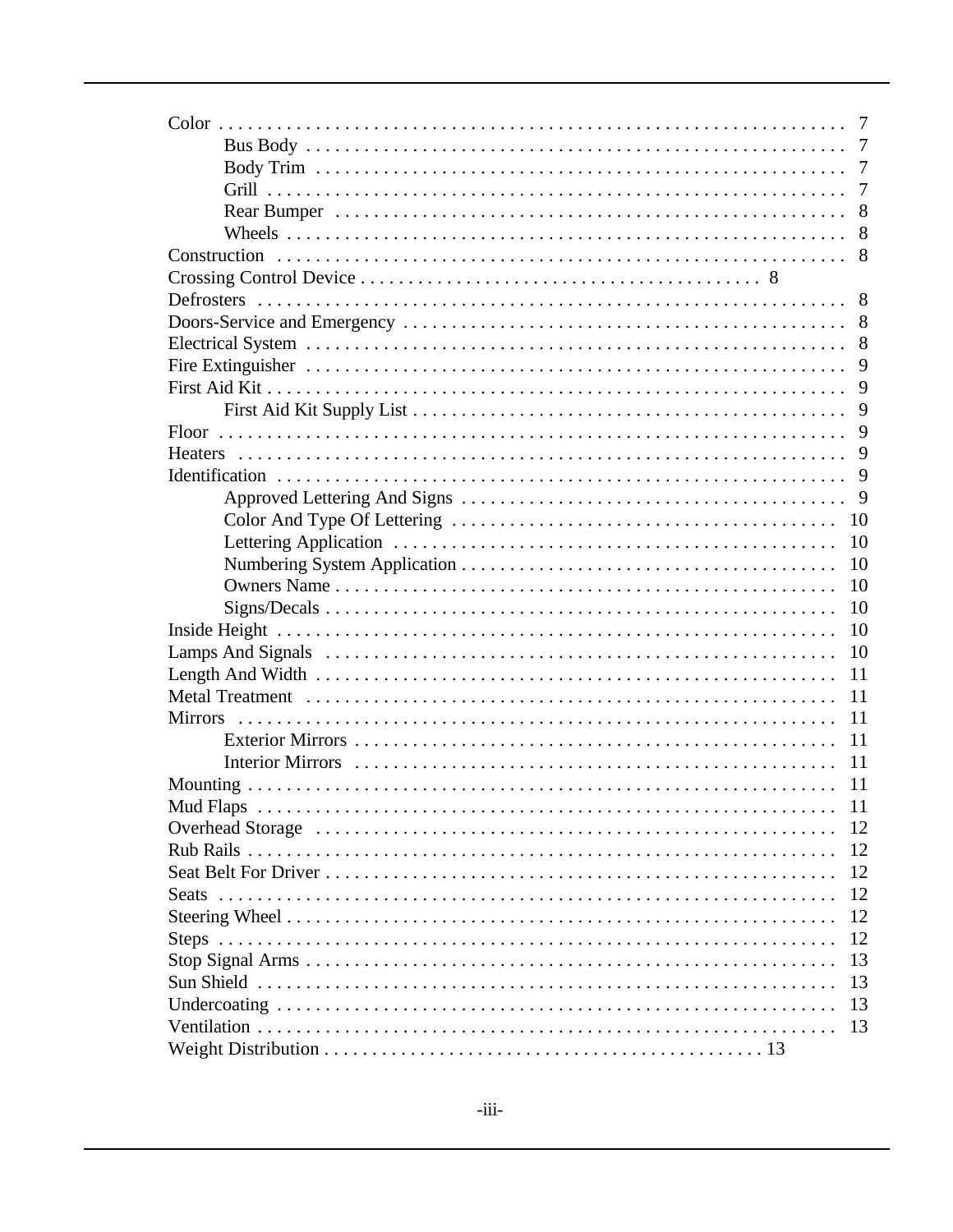Color . . . . . . . . . . . . . . . . . . . . . . . . . . . . . . . . . . . . . . . . . . . . . . . . . . . . . . . . . . . . . . 7
- Bus Body . . . . . . . . . . . . . . . . . . . . . . . . . . . . . . . . . . . . . . . . . . . . . . . . . . . . . . 7
- Body Trim . . . . . . . . . . . . . . . . . . . . . . . . . . . . . . . . . . . . . . . . . . . . . . . . . . . . . 7
- Grill . . . . . . . . . . . . . . . . . . . . . . . . . . . . . . . . . . . . . . . . . . . . . . . . . . . . . . . . . . 7
- Rear Bumper . . . . . . . . . . . . . . . . . . . . . . . . . . . . . . . . . . . . . . . . . . . . . . . . . . . 8
- Wheels . . . . . . . . . . . . . . . . . . . . . . . . . . . . . . . . . . . . . . . . . . . . . . . . . . . . . . . . 8

Construction . . . . . . . . . . . . . . . . . . . . . . . . . . . . . . . . . . . . . . . . . . . . . . . . . . . . . . 8
Crossing Control Device . . . . . . . . . . . . . . . . . . . . . . . . . . . . . . . . . . . . . . . 8
Defrosters . . . . . . . . . . . . . . . . . . . . . . . . . . . . . . . . . . . . . . . . . . . . . . . . . . . . . . . . 8
Doors-Service and Emergency . . . . . . . . . . . . . . . . . . . . . . . . . . . . . . . . . . . . . . . 8
Electrical System . . . . . . . . . . . . . . . . . . . . . . . . . . . . . . . . . . . . . . . . . . . . . . . . . . . 8
Fire Extinguisher . . . . . . . . . . . . . . . . . . . . . . . . . . . . . . . . . . . . . . . . . . . . . . . . . . . 9
First Aid Kit . . . . . . . . . . . . . . . . . . . . . . . . . . . . . . . . . . . . . . . . . . . . . . . . . . . . . . . 9
- First Aid Kit Supply List . . . . . . . . . . . . . . . . . . . . . . . . . . . . . . . . . . . . . . . . . . . 9

Floor . . . . . . . . . . . . . . . . . . . . . . . . . . . . . . . . . . . . . . . . . . . . . . . . . . . . . . . . . . . . . 9
Heaters . . . . . . . . . . . . . . . . . . . . . . . . . . . . . . . . . . . . . . . . . . . . . . . . . . . . . . . . . . . 9
Identification . . . . . . . . . . . . . . . . . . . . . . . . . . . . . . . . . . . . . . . . . . . . . . . . . . . . . . 9
- Approved Lettering And Signs . . . . . . . . . . . . . . . . . . . . . . . . . . . . . . . . . . . . . . 9
- Color And Type Of Lettering . . . . . . . . . . . . . . . . . . . . . . . . . . . . . . . . . . . . . . 10
- Lettering Application . . . . . . . . . . . . . . . . . . . . . . . . . . . . . . . . . . . . . . . . . . . . . 10
- Numbering System Application . . . . . . . . . . . . . . . . . . . . . . . . . . . . . . . . . . . . 10
- Owners Name . . . . . . . . . . . . . . . . . . . . . . . . . . . . . . . . . . . . . . . . . . . . . . . . . . . 10
- Signs/Decals . . . . . . . . . . . . . . . . . . . . . . . . . . . . . . . . . . . . . . . . . . . . . . . . . . . . 10

Inside Height . . . . . . . . . . . . . . . . . . . . . . . . . . . . . . . . . . . . . . . . . . . . . . . . . . . . . 10
Lamps And Signals . . . . . . . . . . . . . . . . . . . . . . . . . . . . . . . . . . . . . . . . . . . . . . . . 10
Length And Width . . . . . . . . . . . . . . . . . . . . . . . . . . . . . . . . . . . . . . . . . . . . . . . . . 11
Metal Treatment . . . . . . . . . . . . . . . . . . . . . . . . . . . . . . . . . . . . . . . . . . . . . . . . . . . 11
Mirrors . . . . . . . . . . . . . . . . . . . . . . . . . . . . . . . . . . . . . . . . . . . . . . . . . . . . . . . . . . . 11
- Exterior Mirrors . . . . . . . . . . . . . . . . . . . . . . . . . . . . . . . . . . . . . . . . . . . . . . . . . . 11
- Interior Mirrors . . . . . . . . . . . . . . . . . . . . . . . . . . . . . . . . . . . . . . . . . . . . . . . . . . . 11

Mounting . . . . . . . . . . . . . . . . . . . . . . . . . . . . . . . . . . . . . . . . . . . . . . . . . . . . . . . . . 11
Mud Flaps . . . . . . . . . . . . . . . . . . . . . . . . . . . . . . . . . . . . . . . . . . . . . . . . . . . . . . . . 11
Overhead Storage . . . . . . . . . . . . . . . . . . . . . . . . . . . . . . . . . . . . . . . . . . . . . . . . . . 12
Rub Rails . . . . . . . . . . . . . . . . . . . . . . . . . . . . . . . . . . . . . . . . . . . . . . . . . . . . . . . . . 12
Seat Belt For Driver . . . . . . . . . . . . . . . . . . . . . . . . . . . . . . . . . . . . . . . . . . . . . . . . 12
Seats . . . . . . . . . . . . . . . . . . . . . . . . . . . . . . . . . . . . . . . . . . . . . . . . . . . . . . . . . . . . . 12
Steering Wheel . . . . . . . . . . . . . . . . . . . . . . . . . . . . . . . . . . . . . . . . . . . . . . . . . . . . 12
Steps . . . . . . . . . . . . . . . . . . . . . . . . . . . . . . . . . . . . . . . . . . . . . . . . . . . . . . . . . . . . . 12
Stop Signal Arms . . . . . . . . . . . . . . . . . . . . . . . . . . . . . . . . . . . . . . . . . . . . . . . . . . 13
Sun Shield . . . . . . . . . . . . . . . . . . . . . . . . . . . . . . . . . . . . . . . . . . . . . . . . . . . . . . . . 13
Undercoating . . . . . . . . . . . . . . . . . . . . . . . . . . . . . . . . . . . . . . . . . . . . . . . . . . . . . . 13
Ventilation . . . . . . . . . . . . . . . . . . . . . . . . . . . . . . . . . . . . . . . . . . . . . . . . . . . . . . . . 13
Weight Distribution . . . . . . . . . . . . . . . . . . . . . . . . . . . . . . . . . . . . . . . . . . . . . 13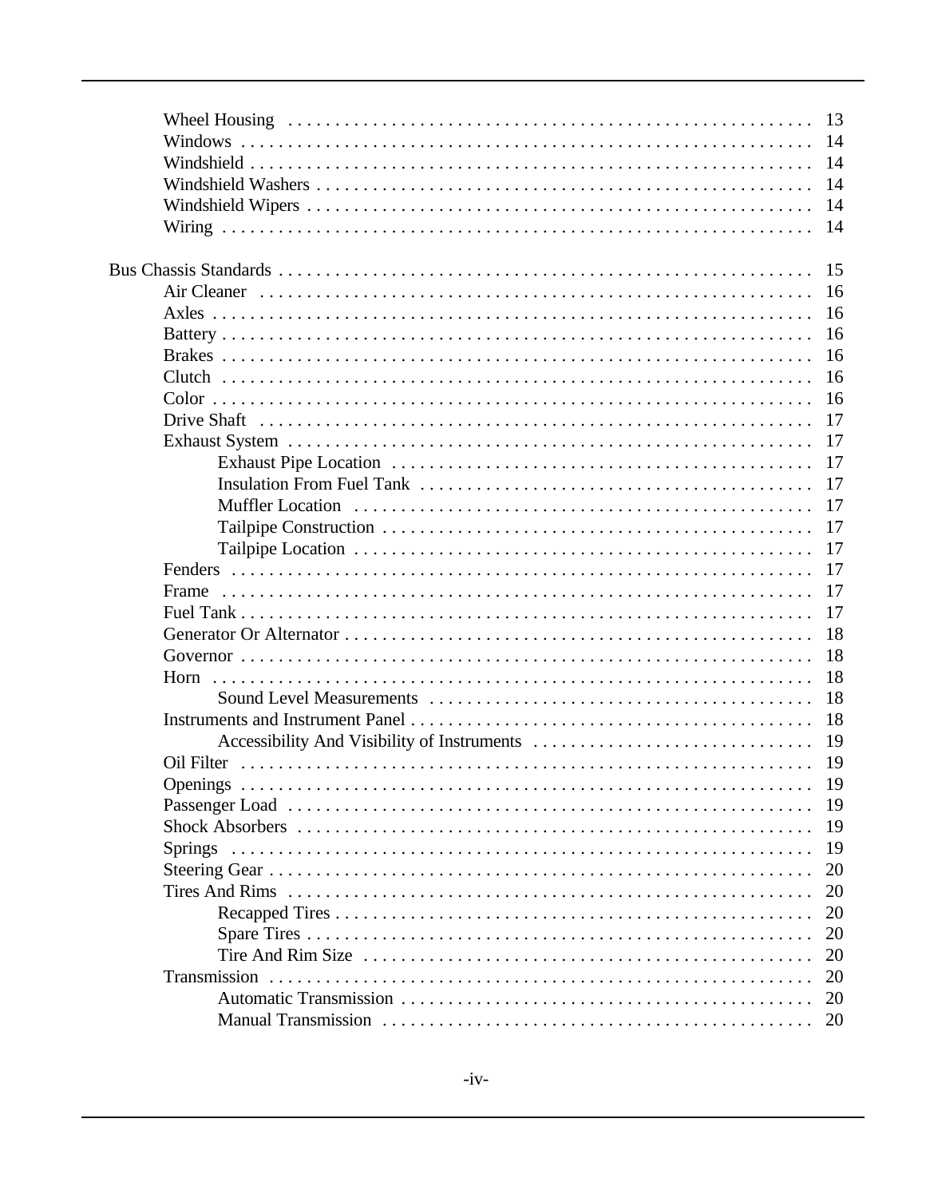Wheel Housing . . . . . . . . . . 13
Windows . . . . . . . . . . 14
Windshield . . . . . . . . . . 14
Windshield Washers . . . . . . . . . . 14
Windshield Wipers . . . . . . . . . . 14
Wiring . . . . . . . . . . 14

Bus Chassis Standards . . . . . . . . . . 15
Air Cleaner . . . . . . . . . . 16
Axles . . . . . . . . . . 16
Battery . . . . . . . . . . 16
Brakes . . . . . . . . . . 16
Clutch . . . . . . . . . . 16
Color . . . . . . . . . . 16
Drive Shaft . . . . . . . . . . 17
Exhaust System . . . . . . . . . . 17
Exhaust Pipe Location . . . . . . . . . . 17
Insulation From Fuel Tank . . . . . . . . . . 17
Muffler Location . . . . . . . . . . 17
Tailpipe Construction . . . . . . . . . . 17
Tailpipe Location . . . . . . . . . . 17
Fenders . . . . . . . . . . 17
Frame . . . . . . . . . . 17
Fuel Tank . . . . . . . . . . 17
Generator Or Alternator . . . . . . . . . . 18
Governor . . . . . . . . . . 18
Horn . . . . . . . . . . 18
Sound Level Measurements . . . . . . . . . . 18
Instruments and Instrument Panel . . . . . . . . . . 18
Accessibility And Visibility of Instruments . . . . . . . . . . 19
Oil Filter . . . . . . . . . . 19
Openings . . . . . . . . . . 19
Passenger Load . . . . . . . . . . 19
Shock Absorbers . . . . . . . . . . 19
Springs . . . . . . . . . . 19
Steering Gear . . . . . . . . . . 20
Tires And Rims . . . . . . . . . . 20
Recapped Tires . . . . . . . . . . 20
Spare Tires . . . . . . . . . . 20
Tire And Rim Size . . . . . . . . . . 20
Transmission . . . . . . . . . . 20
Automatic Transmission . . . . . . . . . . 20
Manual Transmission . . . . . . . . . . 20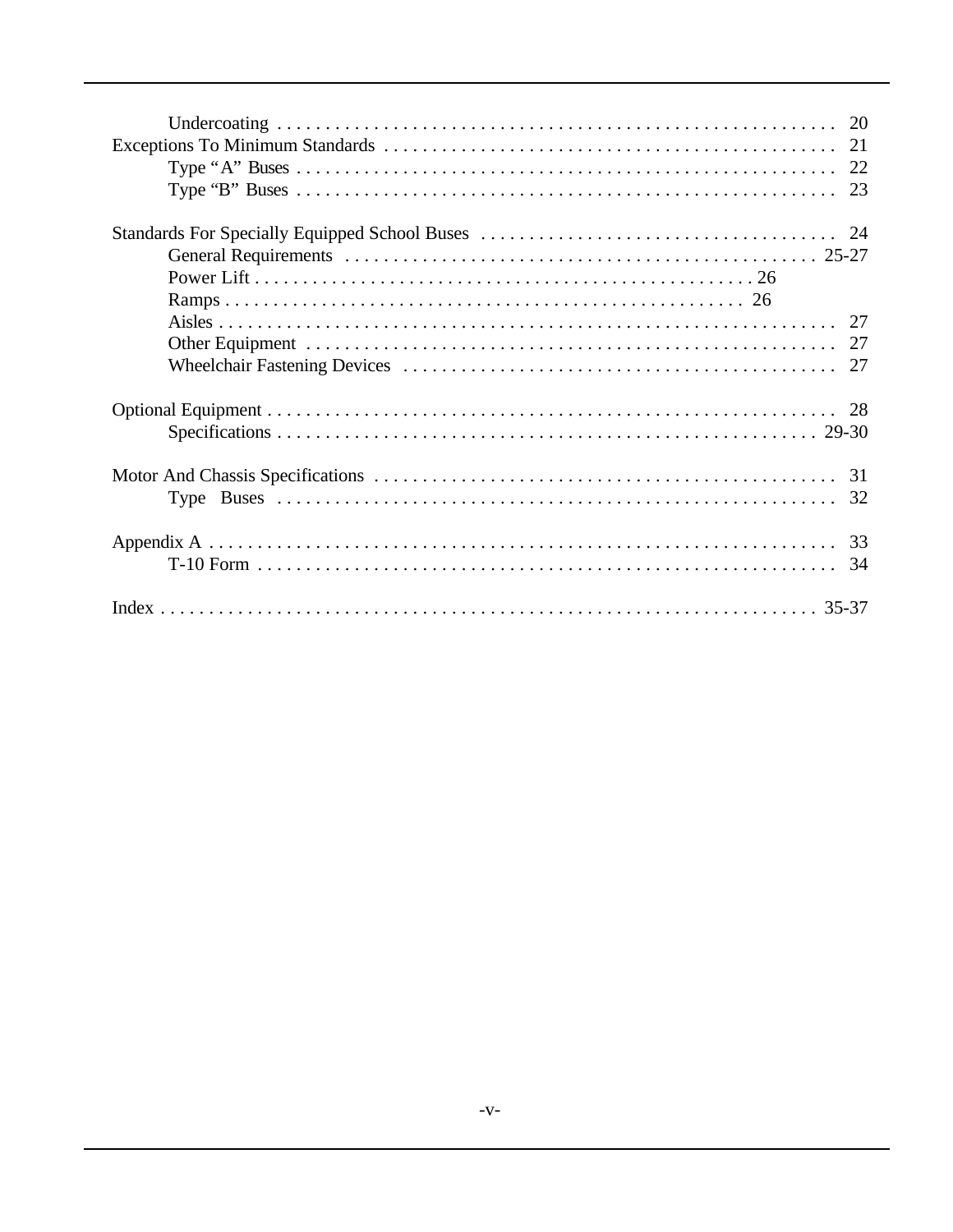Undercoating . . . . . . . . . . . . . . . . . . . . . . . . . . . . . . . . . . . . . . . . . . . . . . . . . . . . . . . . . . . 20
Exceptions To Minimum Standards . . . . . . . . . . . . . . . . . . . . . . . . . . . . . . . . . . . . . . . . . . . . . . . . 21
Type "A" Buses . . . . . . . . . . . . . . . . . . . . . . . . . . . . . . . . . . . . . . . . . . . . . . . . . . . . . . . . . . 22
Type "B" Buses . . . . . . . . . . . . . . . . . . . . . . . . . . . . . . . . . . . . . . . . . . . . . . . . . . . . . . . . . . 23

Standards For Specially Equipped School Buses . . . . . . . . . . . . . . . . . . . . . . . . . . . . . . . . . . . . . . 24
General Requirements . . . . . . . . . . . . . . . . . . . . . . . . . . . . . . . . . . . . . . . . . . . . . . . . . . 25-27
Power Lift . . . . . . . . . . . . . . . . . . . . . . . . . . . . . . . . . . . . . . . . . . . . . . . . . . . . 26
Ramps . . . . . . . . . . . . . . . . . . . . . . . . . . . . . . . . . . . . . . . . . . . . . . . . . . . . . . 26
Aisles . . . . . . . . . . . . . . . . . . . . . . . . . . . . . . . . . . . . . . . . . . . . . . . . . . . . . . . . . . . . . . . 27
Other Equipment . . . . . . . . . . . . . . . . . . . . . . . . . . . . . . . . . . . . . . . . . . . . . . . . . . . . . . . . 27
Wheelchair Fastening Devices . . . . . . . . . . . . . . . . . . . . . . . . . . . . . . . . . . . . . . . . . . . . . . . 27

Optional Equipment . . . . . . . . . . . . . . . . . . . . . . . . . . . . . . . . . . . . . . . . . . . . . . . . . . . . . . . . . . . . 28
Specifications . . . . . . . . . . . . . . . . . . . . . . . . . . . . . . . . . . . . . . . . . . . . . . . . . . . . . . . . . . . 29-30

Motor And Chassis Specifications . . . . . . . . . . . . . . . . . . . . . . . . . . . . . . . . . . . . . . . . . . . . . . . . . 31
Type Buses . . . . . . . . . . . . . . . . . . . . . . . . . . . . . . . . . . . . . . . . . . . . . . . . . . . . . . . . . . . . . 32

Appendix A . . . . . . . . . . . . . . . . . . . . . . . . . . . . . . . . . . . . . . . . . . . . . . . . . . . . . . . . . . . . . . . . . 33
T-10 Form . . . . . . . . . . . . . . . . . . . . . . . . . . . . . . . . . . . . . . . . . . . . . . . . . . . . . . . . . . . . . . 34

Index . . . . . . . . . . . . . . . . . . . . . . . . . . . . . . . . . . . . . . . . . . . . . . . . . . . . . . . . . . . . . . . . . . . 35-37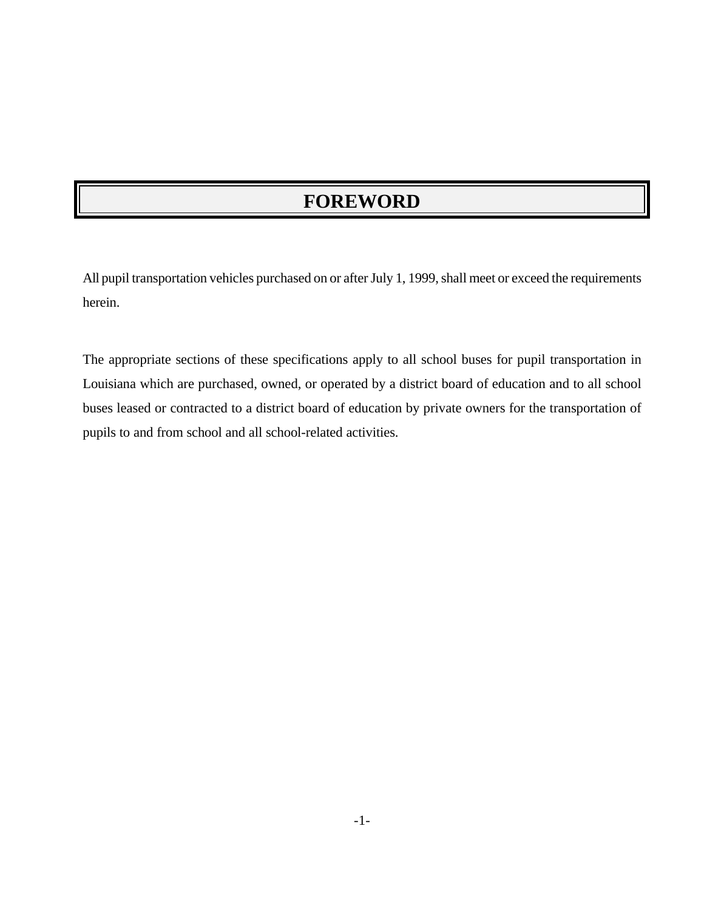# FOREWORD

All pupil transportation vehicles purchased on or after July 1, 1999, shall meet or exceed the requirements herein.

The appropriate sections of these specifications apply to all school buses for pupil transportation in Louisiana which are purchased, owned, or operated by a district board of education and to all school buses leased or contracted to a district board of education by private owners for the transportation of pupils to and from school and all school-related activities.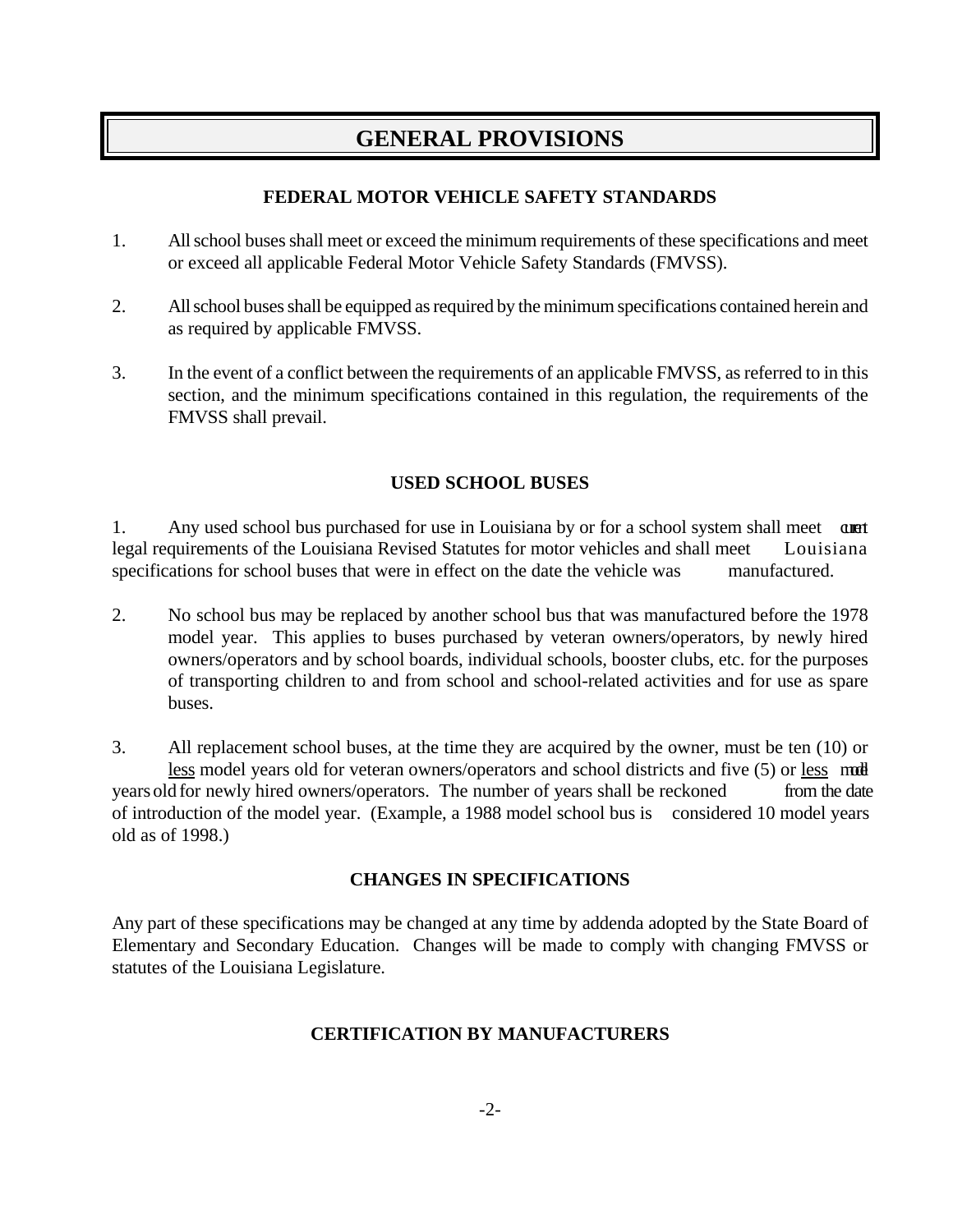# GENERAL PROVISIONS

### FEDERAL MOTOR VEHICLE SAFETY STANDARDS

1. All school buses shall meet or exceed the minimum requirements of these specifications and meet or exceed all applicable Federal Motor Vehicle Safety Standards (FMVSS).

2. All school buses shall be equipped as required by the minimum specifications contained herein and as required by applicable FMVSS.

3. In the event of a conflict between the requirements of an applicable FMVSS, as referred to in this section, and the minimum specifications contained in this regulation, the requirements of the FMVSS shall prevail.

### USED SCHOOL BUSES

1. Any used school bus purchased for use in Louisiana by or for a school system shall meet current legal requirements of the Louisiana Revised Statutes for motor vehicles and shall meet Louisiana specifications for school buses that were in effect on the date the vehicle was manufactured.

2. No school bus may be replaced by another school bus that was manufactured before the 1978 model year. This applies to buses purchased by veteran owners/operators, by newly hired owners/operators and by school boards, individual schools, booster clubs, etc. for the purposes of transporting children to and from school and school-related activities and for use as spare buses.

3. All replacement school buses, at the time they are acquired by the owner, must be ten (10) or less model years old for veteran owners/operators and school districts and five (5) or less model years old for newly hired owners/operators. The number of years shall be reckoned from the date of introduction of the model year. (Example, a 1988 model school bus is considered 10 model years old as of 1998.)

### CHANGES IN SPECIFICATIONS

Any part of these specifications may be changed at any time by addenda adopted by the State Board of Elementary and Secondary Education. Changes will be made to comply with changing FMVSS or statutes of the Louisiana Legislature.

### CERTIFICATION BY MANUFACTURERS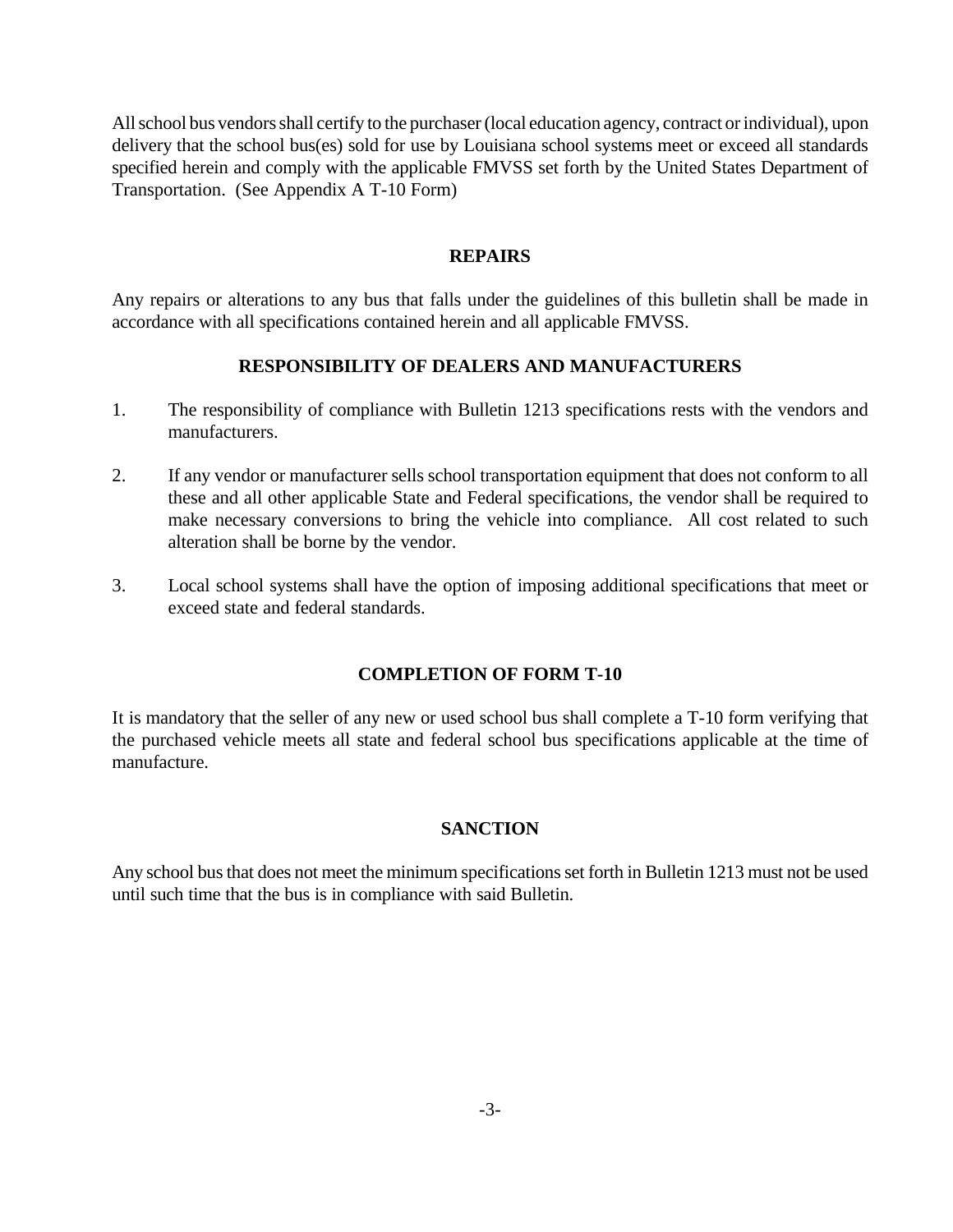All school bus vendors shall certify to the purchaser (local education agency, contract or individual), upon delivery that the school bus(es) sold for use by Louisiana school systems meet or exceed all standards specified herein and comply with the applicable FMVSS set forth by the United States Department of Transportation. (See Appendix A T-10 Form)

## REPAIRS

Any repairs or alterations to any bus that falls under the guidelines of this bulletin shall be made in accordance with all specifications contained herein and all applicable FMVSS.

## RESPONSIBILITY OF DEALERS AND MANUFACTURERS

1. The responsibility of compliance with Bulletin 1213 specifications rests with the vendors and manufacturers.

2. If any vendor or manufacturer sells school transportation equipment that does not conform to all these and all other applicable State and Federal specifications, the vendor shall be required to make necessary conversions to bring the vehicle into compliance. All cost related to such alteration shall be borne by the vendor.

3. Local school systems shall have the option of imposing additional specifications that meet or exceed state and federal standards.

## COMPLETION OF FORM T-10

It is mandatory that the seller of any new or used school bus shall complete a T-10 form verifying that the purchased vehicle meets all state and federal school bus specifications applicable at the time of manufacture.

## SANCTION

Any school bus that does not meet the minimum specifications set forth in Bulletin 1213 must not be used until such time that the bus is in compliance with said Bulletin.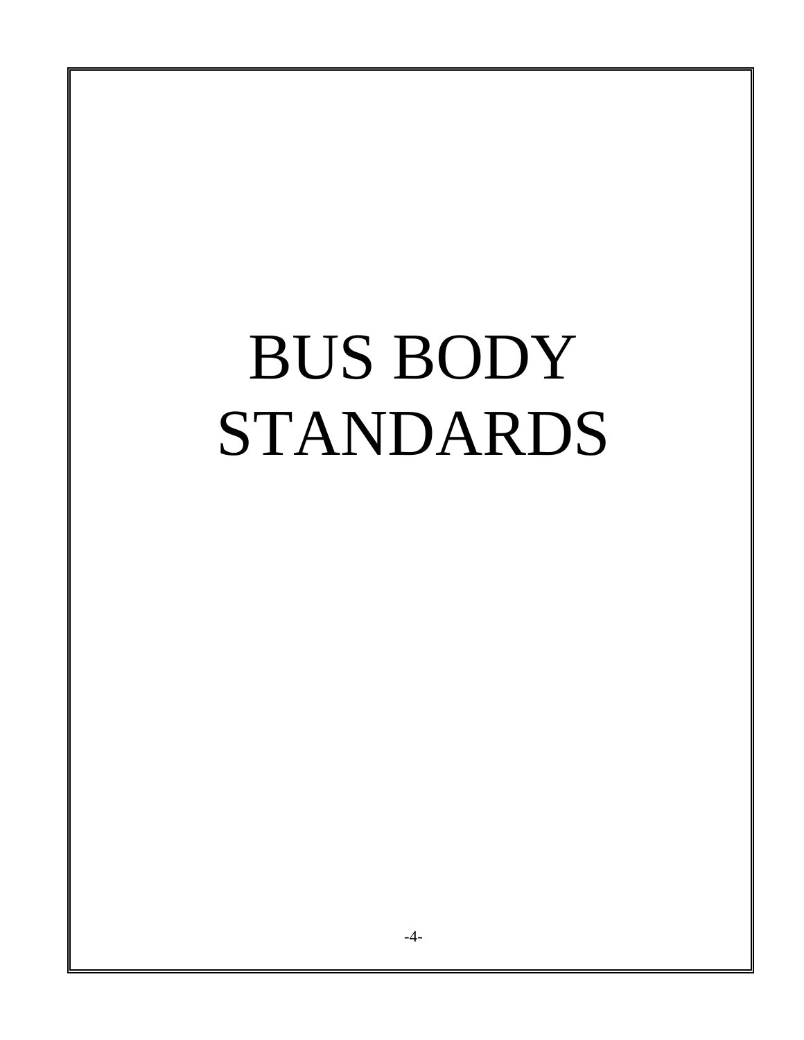# BUS BODY STANDARDS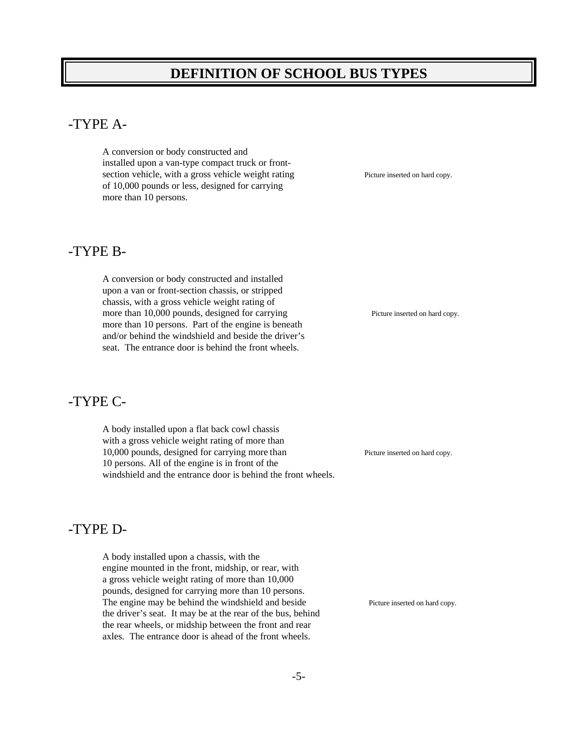# DEFINITION OF SCHOOL BUS TYPES

## -TYPE A-

A conversion or body constructed and installed upon a van-type compact truck or front-section vehicle, with a gross vehicle weight rating of 10,000 pounds or less, designed for carrying more than 10 persons.

Picture inserted on hard copy.

## -TYPE B-

A conversion or body constructed and installed upon a van or front-section chassis, or stripped chassis, with a gross vehicle weight rating of more than 10,000 pounds, designed for carrying more than 10 persons. Part of the engine is beneath and/or behind the windshield and beside the driver's seat. The entrance door is behind the front wheels.

Picture inserted on hard copy.

## -TYPE C-

A body installed upon a flat back cowl chassis with a gross vehicle weight rating of more than 10,000 pounds, designed for carrying more than 10 persons. All of the engine is in front of the windshield and the entrance door is behind the front wheels.

Picture inserted on hard copy.

## -TYPE D-

A body installed upon a chassis, with the engine mounted in the front, midship, or rear, with a gross vehicle weight rating of more than 10,000 pounds, designed for carrying more than 10 persons. The engine may be behind the windshield and beside the driver's seat. It may be at the rear of the bus, behind the rear wheels, or midship between the front and rear axles. The entrance door is ahead of the front wheels.

Picture inserted on hard copy.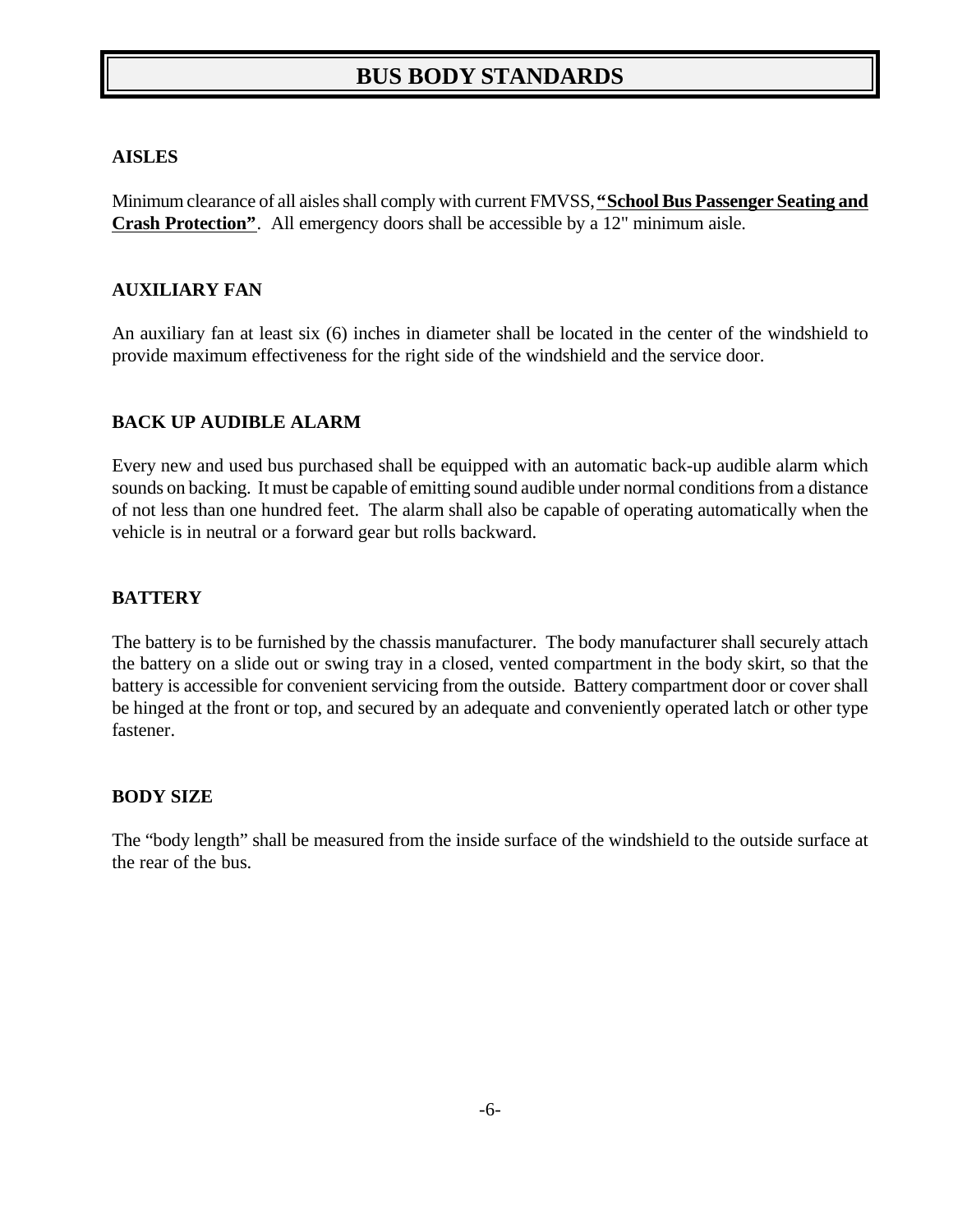# BUS BODY STANDARDS

### AISLES

Minimum clearance of all aisles shall comply with current FMVSS, **"School Bus Passenger Seating and Crash Protection"**. All emergency doors shall be accessible by a 12" minimum aisle.

### AUXILIARY FAN

An auxiliary fan at least six (6) inches in diameter shall be located in the center of the windshield to provide maximum effectiveness for the right side of the windshield and the service door.

### BACK UP AUDIBLE ALARM

Every new and used bus purchased shall be equipped with an automatic back-up audible alarm which sounds on backing. It must be capable of emitting sound audible under normal conditions from a distance of not less than one hundred feet. The alarm shall also be capable of operating automatically when the vehicle is in neutral or a forward gear but rolls backward.

### BATTERY

The battery is to be furnished by the chassis manufacturer. The body manufacturer shall securely attach the battery on a slide out or swing tray in a closed, vented compartment in the body skirt, so that the battery is accessible for convenient servicing from the outside. Battery compartment door or cover shall be hinged at the front or top, and secured by an adequate and conveniently operated latch or other type fastener.

### BODY SIZE

The "body length" shall be measured from the inside surface of the windshield to the outside surface at the rear of the bus.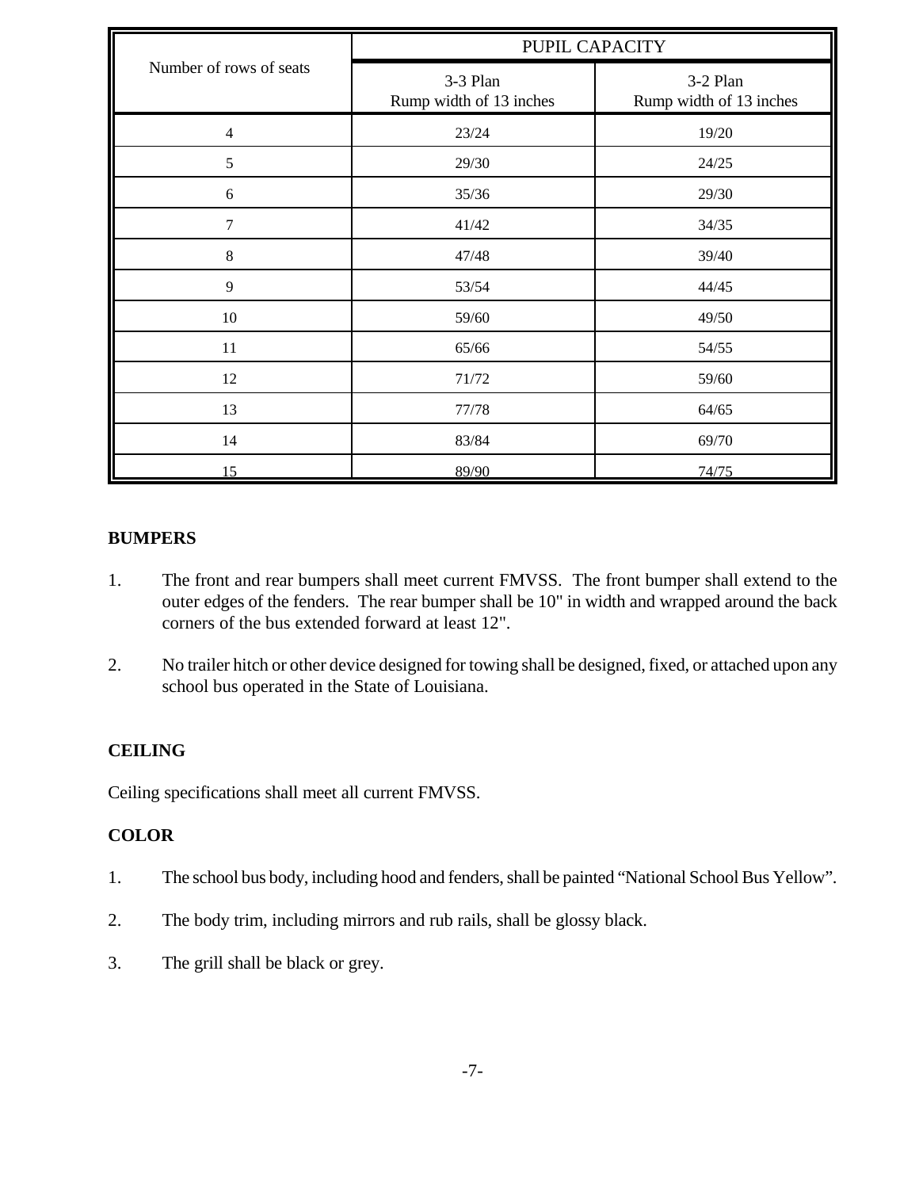| Number of rows of seats | PUPIL CAPACITY | |
|---|---|---|
| | 3-3 Plan<br>Rump width of 13 inches | 3-2 Plan<br>Rump width of 13 inches |
| 4 | 23/24 | 19/20 |
| 5 | 29/30 | 24/25 |
| 6 | 35/36 | 29/30 |
| 7 | 41/42 | 34/35 |
| 8 | 47/48 | 39/40 |
| 9 | 53/54 | 44/45 |
| 10 | 59/60 | 49/50 |
| 11 | 65/66 | 54/55 |
| 12 | 71/72 | 59/60 |
| 13 | 77/78 | 64/65 |
| 14 | 83/84 | 69/70 |
| 15 | 89/90 | 74/75 |

**BUMPERS**

1. The front and rear bumpers shall meet current FMVSS. The front bumper shall extend to the outer edges of the fenders. The rear bumper shall be 10" in width and wrapped around the back corners of the bus extended forward at least 12".

2. No trailer hitch or other device designed for towing shall be designed, fixed, or attached upon any school bus operated in the State of Louisiana.

**CEILING**

Ceiling specifications shall meet all current FMVSS.

**COLOR**

1. The school bus body, including hood and fenders, shall be painted "National School Bus Yellow".

2. The body trim, including mirrors and rub rails, shall be glossy black.

3. The grill shall be black or grey.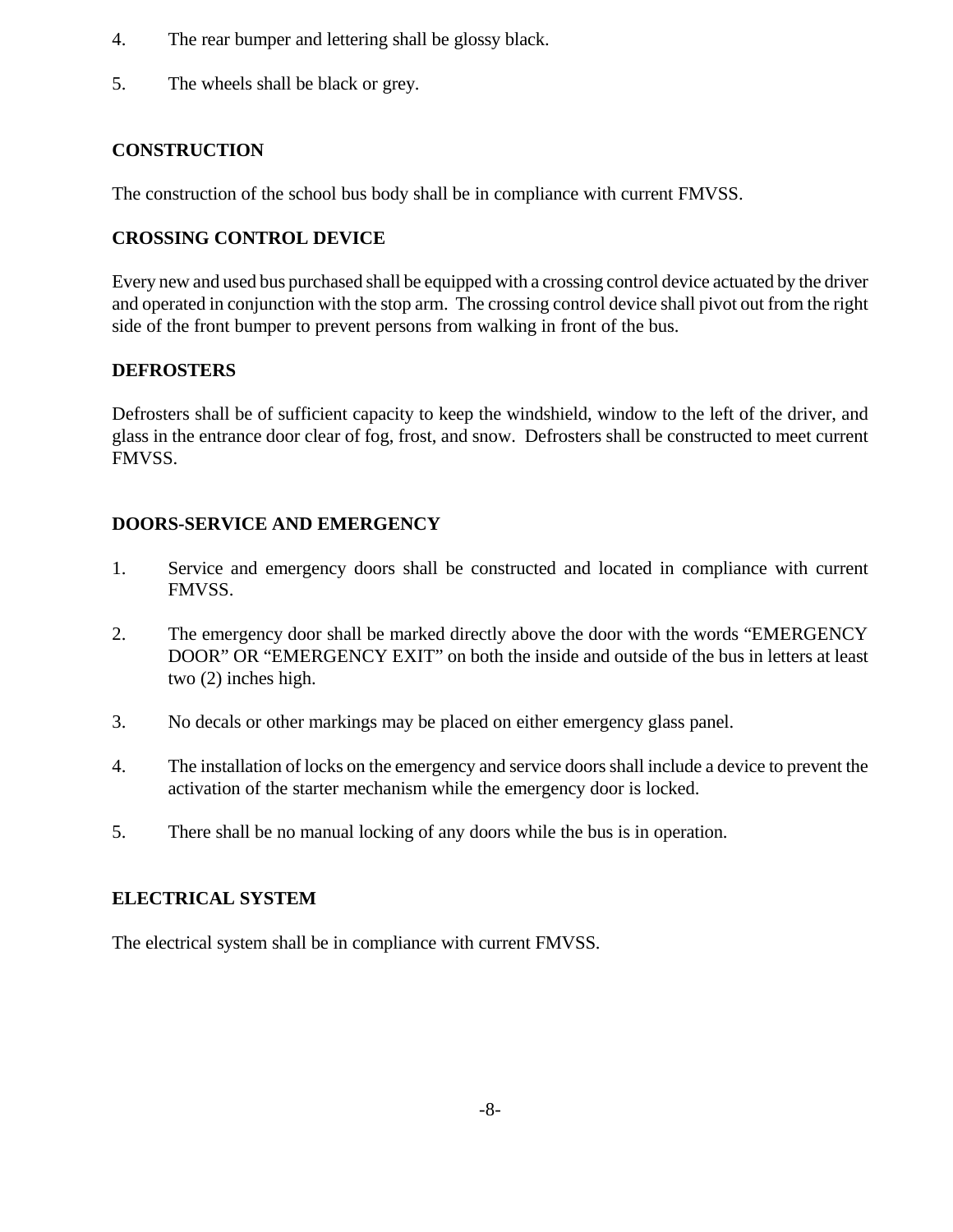4. The rear bumper and lettering shall be glossy black.

5. The wheels shall be black or grey.

## CONSTRUCTION

The construction of the school bus body shall be in compliance with current FMVSS.

## CROSSING CONTROL DEVICE

Every new and used bus purchased shall be equipped with a crossing control device actuated by the driver and operated in conjunction with the stop arm. The crossing control device shall pivot out from the right side of the front bumper to prevent persons from walking in front of the bus.

## DEFROSTERS

Defrosters shall be of sufficient capacity to keep the windshield, window to the left of the driver, and glass in the entrance door clear of fog, frost, and snow. Defrosters shall be constructed to meet current FMVSS.

## DOORS-SERVICE AND EMERGENCY

1. Service and emergency doors shall be constructed and located in compliance with current FMVSS.

2. The emergency door shall be marked directly above the door with the words "EMERGENCY DOOR" OR "EMERGENCY EXIT" on both the inside and outside of the bus in letters at least two (2) inches high.

3. No decals or other markings may be placed on either emergency glass panel.

4. The installation of locks on the emergency and service doors shall include a device to prevent the activation of the starter mechanism while the emergency door is locked.

5. There shall be no manual locking of any doors while the bus is in operation.

## ELECTRICAL SYSTEM

The electrical system shall be in compliance with current FMVSS.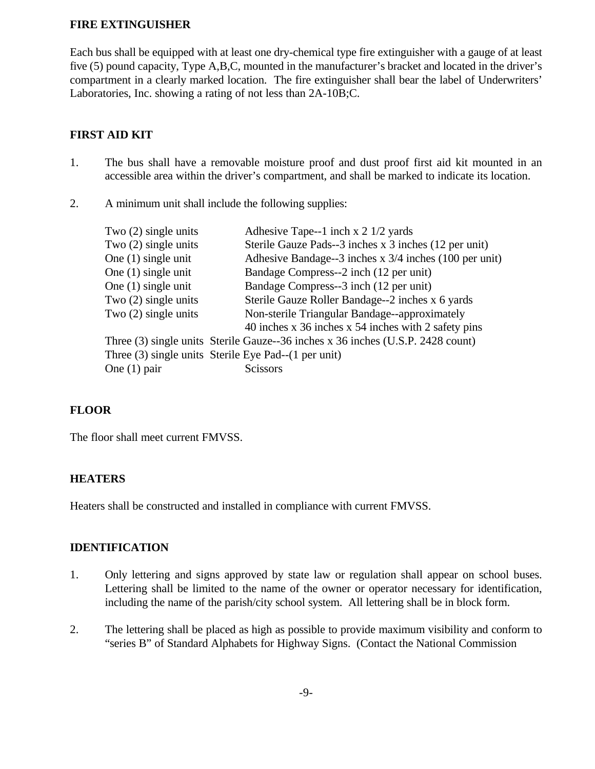## FIRE EXTINGUISHER

Each bus shall be equipped with at least one dry-chemical type fire extinguisher with a gauge of at least five (5) pound capacity, Type A,B,C, mounted in the manufacturer's bracket and located in the driver's compartment in a clearly marked location. The fire extinguisher shall bear the label of Underwriters' Laboratories, Inc. showing a rating of not less than 2A-10B;C.

## FIRST AID KIT

1. The bus shall have a removable moisture proof and dust proof first aid kit mounted in an accessible area within the driver's compartment, and shall be marked to indicate its location.

2. A minimum unit shall include the following supplies:

| | |
|---|---|
| Two (2) single units | Adhesive Tape--1 inch x 2 1/2 yards |
| Two (2) single units | Sterile Gauze Pads--3 inches x 3 inches (12 per unit) |
| One (1) single unit | Adhesive Bandage--3 inches x 3/4 inches (100 per unit) |
| One (1) single unit | Bandage Compress--2 inch (12 per unit) |
| One (1) single unit | Bandage Compress--3 inch (12 per unit) |
| Two (2) single units | Sterile Gauze Roller Bandage--2 inches x 6 yards |
| Two (2) single units | Non-sterile Triangular Bandage--approximately 40 inches x 36 inches x 54 inches with 2 safety pins |
| Three (3) single units | Sterile Gauze--36 inches x 36 inches (U.S.P. 2428 count) |
| Three (3) single units | Sterile Eye Pad--(1 per unit) |
| One (1) pair | Scissors |

## FLOOR

The floor shall meet current FMVSS.

## HEATERS

Heaters shall be constructed and installed in compliance with current FMVSS.

## IDENTIFICATION

1. Only lettering and signs approved by state law or regulation shall appear on school buses. Lettering shall be limited to the name of the owner or operator necessary for identification, including the name of the parish/city school system. All lettering shall be in block form.

2. The lettering shall be placed as high as possible to provide maximum visibility and conform to "series B" of Standard Alphabets for Highway Signs. (Contact the National Commission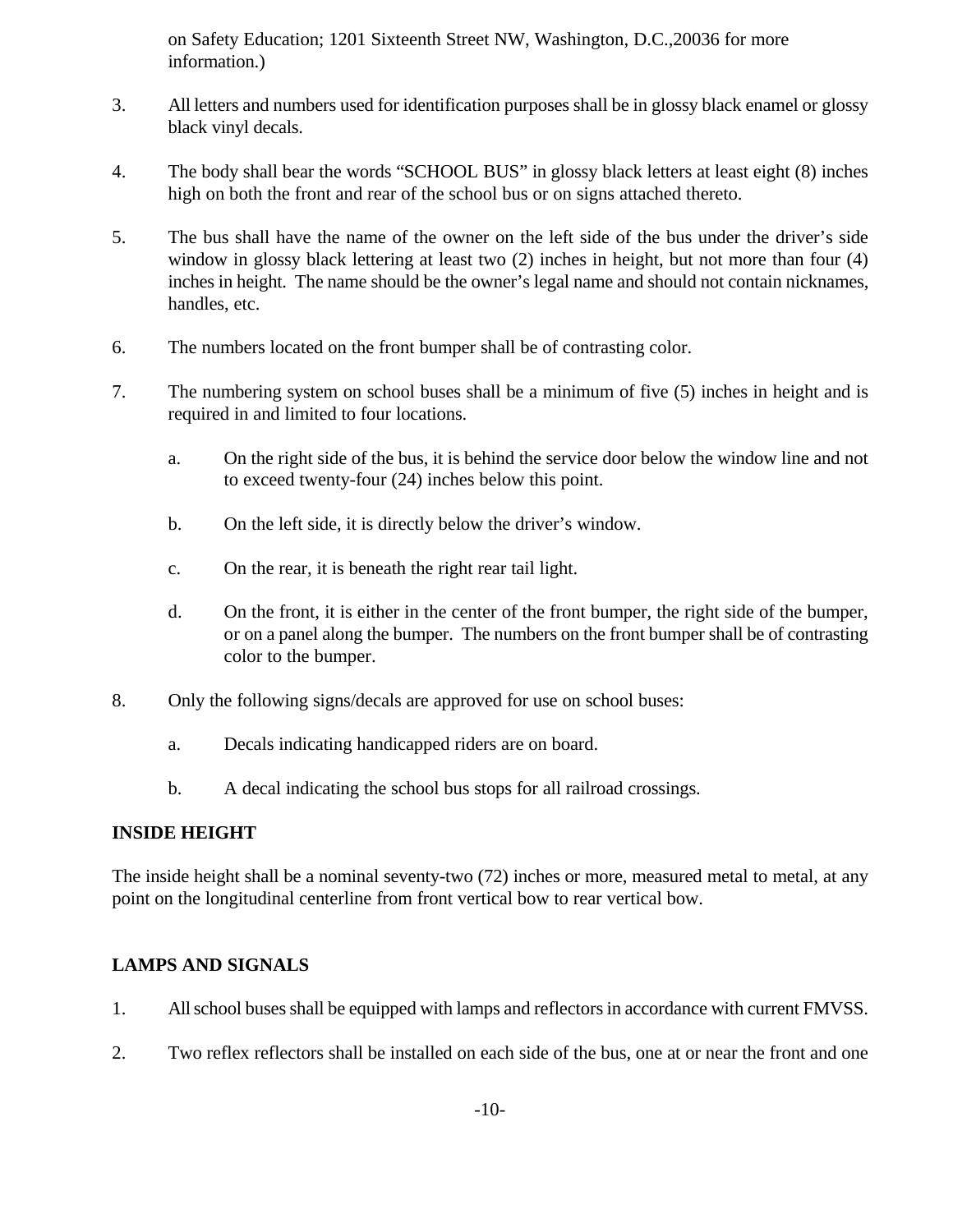on Safety Education; 1201 Sixteenth Street NW, Washington, D.C.,20036 for more information.)

3. All letters and numbers used for identification purposes shall be in glossy black enamel or glossy black vinyl decals.

4. The body shall bear the words "SCHOOL BUS" in glossy black letters at least eight (8) inches high on both the front and rear of the school bus or on signs attached thereto.

5. The bus shall have the name of the owner on the left side of the bus under the driver's side window in glossy black lettering at least two (2) inches in height, but not more than four (4) inches in height. The name should be the owner's legal name and should not contain nicknames, handles, etc.

6. The numbers located on the front bumper shall be of contrasting color.

7. The numbering system on school buses shall be a minimum of five (5) inches in height and is required in and limited to four locations.

   a. On the right side of the bus, it is behind the service door below the window line and not to exceed twenty-four (24) inches below this point.

   b. On the left side, it is directly below the driver's window.

   c. On the rear, it is beneath the right rear tail light.

   d. On the front, it is either in the center of the front bumper, the right side of the bumper, or on a panel along the bumper. The numbers on the front bumper shall be of contrasting color to the bumper.

8. Only the following signs/decals are approved for use on school buses:

   a. Decals indicating handicapped riders are on board.

   b. A decal indicating the school bus stops for all railroad crossings.

**INSIDE HEIGHT**

The inside height shall be a nominal seventy-two (72) inches or more, measured metal to metal, at any point on the longitudinal centerline from front vertical bow to rear vertical bow.

**LAMPS AND SIGNALS**

1. All school buses shall be equipped with lamps and reflectors in accordance with current FMVSS.

2. Two reflex reflectors shall be installed on each side of the bus, one at or near the front and one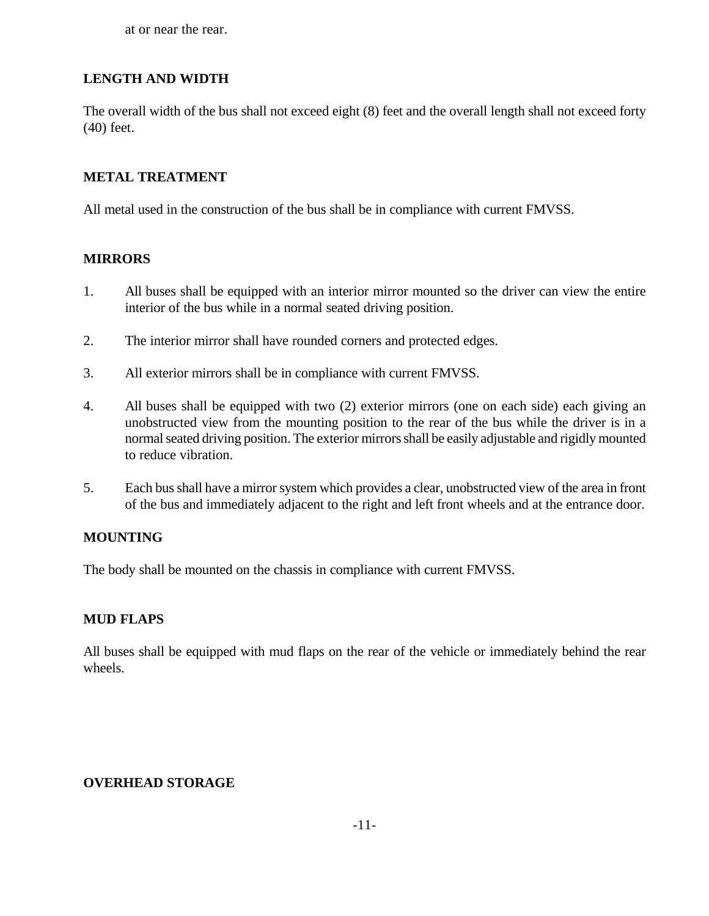at or near the rear.

**LENGTH AND WIDTH**

The overall width of the bus shall not exceed eight (8) feet and the overall length shall not exceed forty (40) feet.

**METAL TREATMENT**

All metal used in the construction of the bus shall be in compliance with current FMVSS.

**MIRRORS**

1. All buses shall be equipped with an interior mirror mounted so the driver can view the entire interior of the bus while in a normal seated driving position.

2. The interior mirror shall have rounded corners and protected edges.

3. All exterior mirrors shall be in compliance with current FMVSS.

4. All buses shall be equipped with two (2) exterior mirrors (one on each side) each giving an unobstructed view from the mounting position to the rear of the bus while the driver is in a normal seated driving position. The exterior mirrors shall be easily adjustable and rigidly mounted to reduce vibration.

5. Each bus shall have a mirror system which provides a clear, unobstructed view of the area in front of the bus and immediately adjacent to the right and left front wheels and at the entrance door.

**MOUNTING**

The body shall be mounted on the chassis in compliance with current FMVSS.

**MUD FLAPS**

All buses shall be equipped with mud flaps on the rear of the vehicle or immediately behind the rear wheels.

**OVERHEAD STORAGE**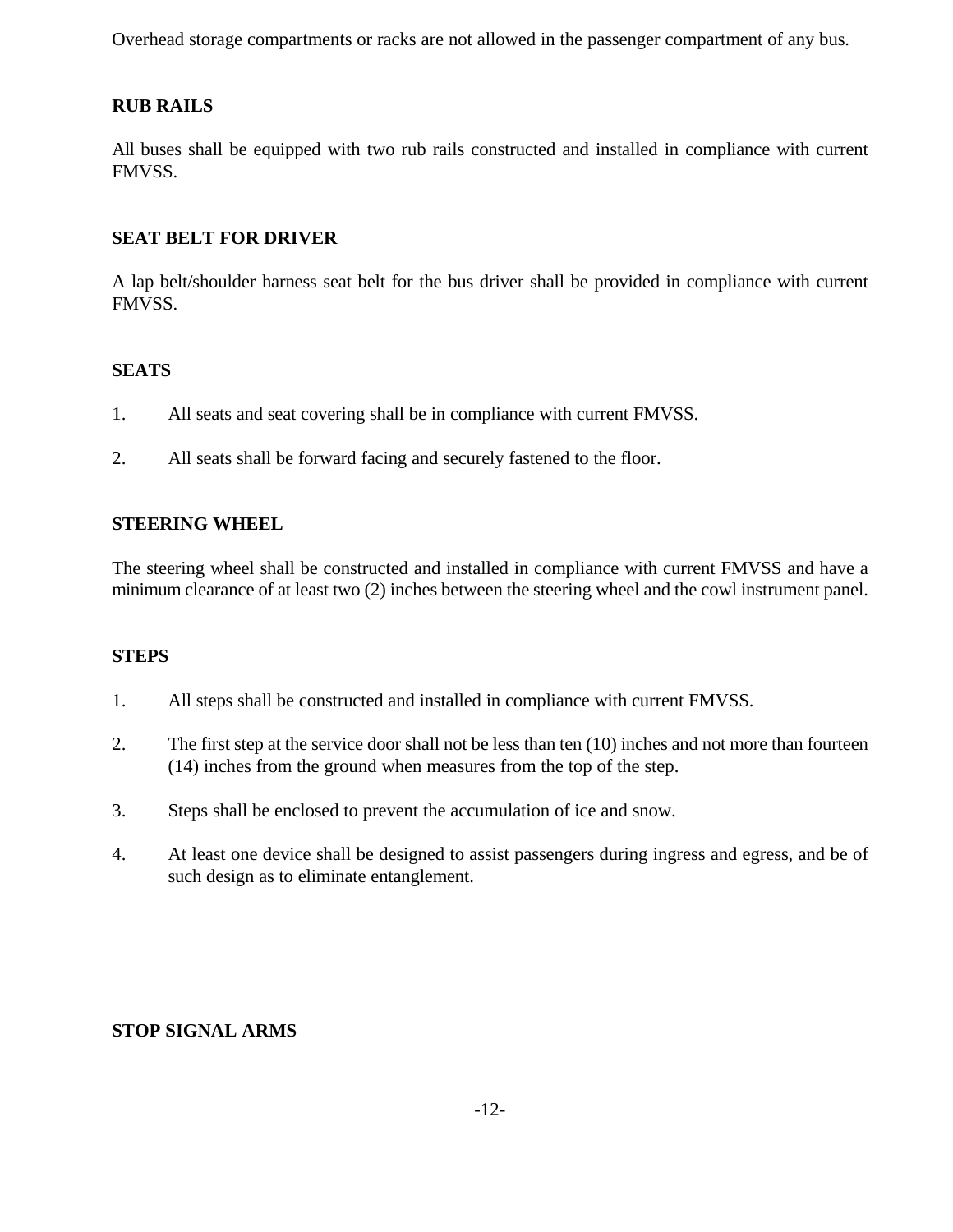Overhead storage compartments or racks are not allowed in the passenger compartment of any bus.

**RUB RAILS**

All buses shall be equipped with two rub rails constructed and installed in compliance with current FMVSS.

**SEAT BELT FOR DRIVER**

A lap belt/shoulder harness seat belt for the bus driver shall be provided in compliance with current FMVSS.

**SEATS**

1. All seats and seat covering shall be in compliance with current FMVSS.

2. All seats shall be forward facing and securely fastened to the floor.

**STEERING WHEEL**

The steering wheel shall be constructed and installed in compliance with current FMVSS and have a minimum clearance of at least two (2) inches between the steering wheel and the cowl instrument panel.

**STEPS**

1. All steps shall be constructed and installed in compliance with current FMVSS.

2. The first step at the service door shall not be less than ten (10) inches and not more than fourteen (14) inches from the ground when measures from the top of the step.

3. Steps shall be enclosed to prevent the accumulation of ice and snow.

4. At least one device shall be designed to assist passengers during ingress and egress, and be of such design as to eliminate entanglement.

**STOP SIGNAL ARMS**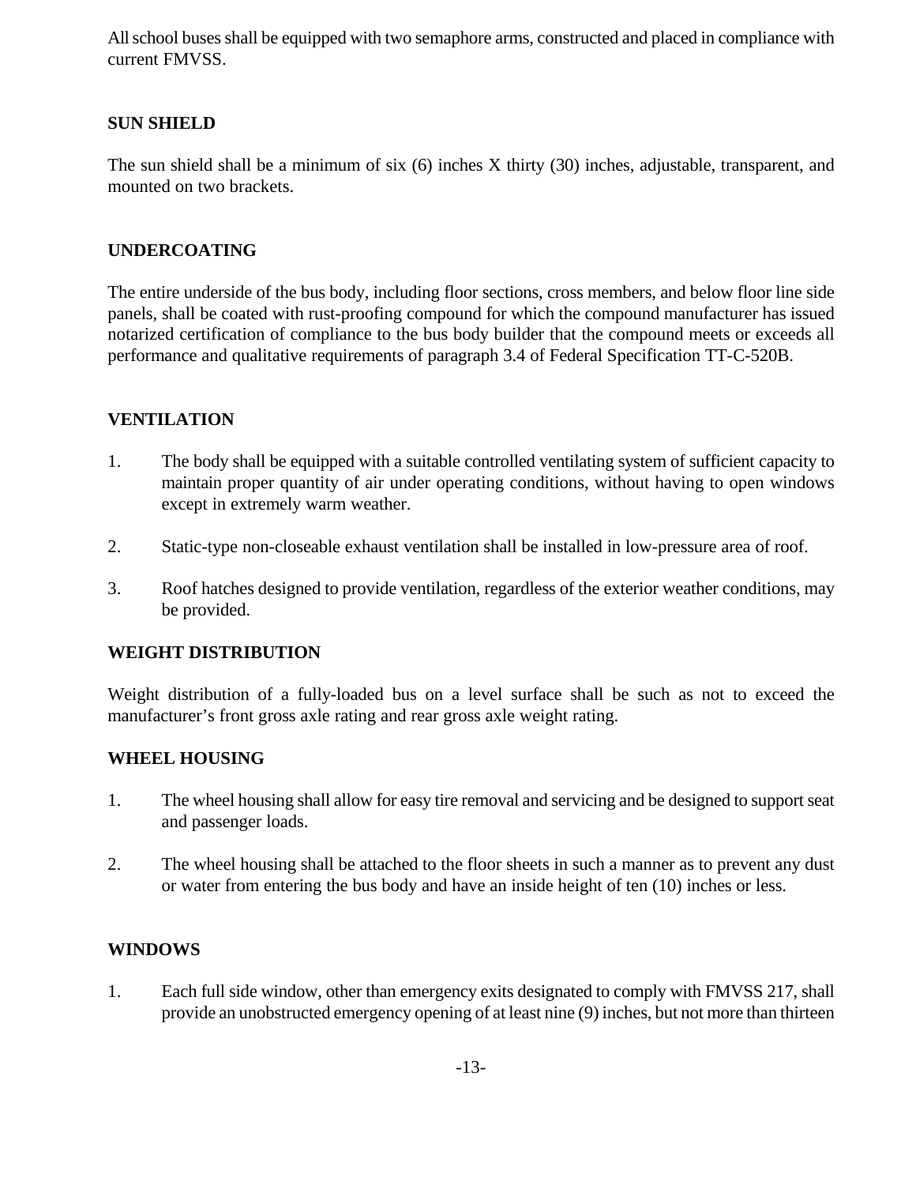All school buses shall be equipped with two semaphore arms, constructed and placed in compliance with current FMVSS.

**SUN SHIELD**

The sun shield shall be a minimum of six (6) inches X thirty (30) inches, adjustable, transparent, and mounted on two brackets.

**UNDERCOATING**

The entire underside of the bus body, including floor sections, cross members, and below floor line side panels, shall be coated with rust-proofing compound for which the compound manufacturer has issued notarized certification of compliance to the bus body builder that the compound meets or exceeds all performance and qualitative requirements of paragraph 3.4 of Federal Specification TT-C-520B.

**VENTILATION**

1. The body shall be equipped with a suitable controlled ventilating system of sufficient capacity to maintain proper quantity of air under operating conditions, without having to open windows except in extremely warm weather.

2. Static-type non-closeable exhaust ventilation shall be installed in low-pressure area of roof.

3. Roof hatches designed to provide ventilation, regardless of the exterior weather conditions, may be provided.

**WEIGHT DISTRIBUTION**

Weight distribution of a fully-loaded bus on a level surface shall be such as not to exceed the manufacturer's front gross axle rating and rear gross axle weight rating.

**WHEEL HOUSING**

1. The wheel housing shall allow for easy tire removal and servicing and be designed to support seat and passenger loads.

2. The wheel housing shall be attached to the floor sheets in such a manner as to prevent any dust or water from entering the bus body and have an inside height of ten (10) inches or less.

**WINDOWS**

1. Each full side window, other than emergency exits designated to comply with FMVSS 217, shall provide an unobstructed emergency opening of at least nine (9) inches, but not more than thirteen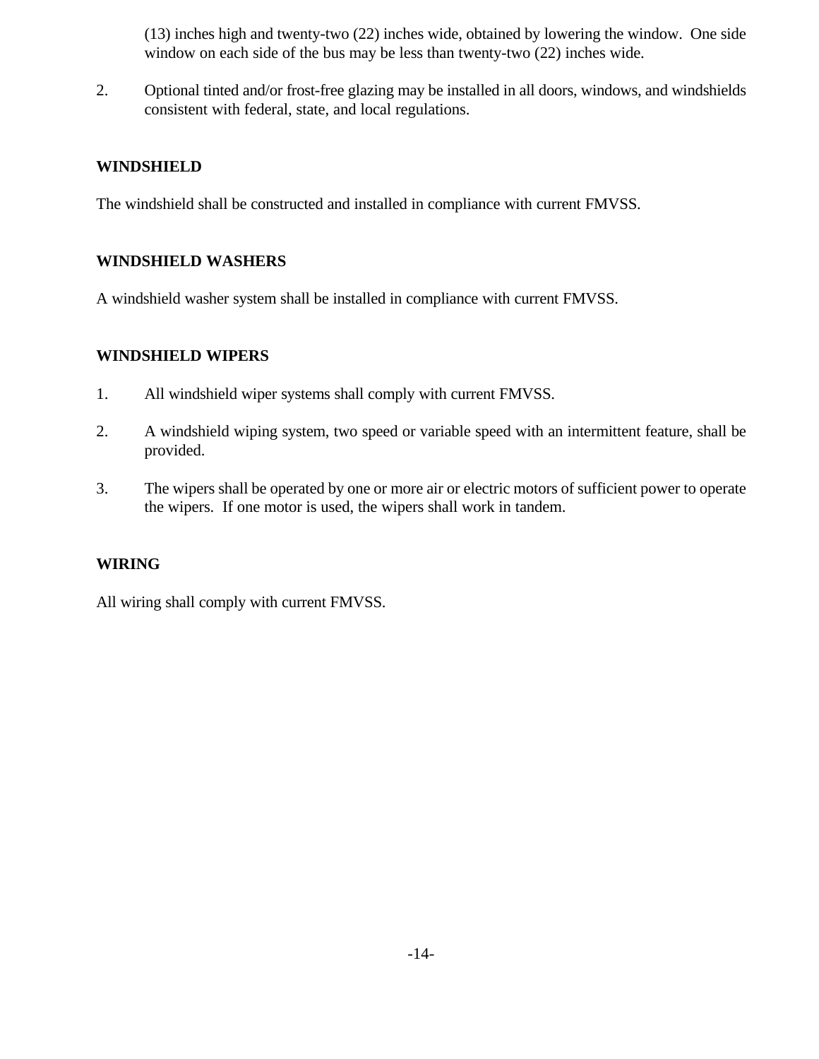(13) inches high and twenty-two (22) inches wide, obtained by lowering the window. One side window on each side of the bus may be less than twenty-two (22) inches wide.

2. Optional tinted and/or frost-free glazing may be installed in all doors, windows, and windshields consistent with federal, state, and local regulations.

**WINDSHIELD**

The windshield shall be constructed and installed in compliance with current FMVSS.

**WINDSHIELD WASHERS**

A windshield washer system shall be installed in compliance with current FMVSS.

**WINDSHIELD WIPERS**

1. All windshield wiper systems shall comply with current FMVSS.

2. A windshield wiping system, two speed or variable speed with an intermittent feature, shall be provided.

3. The wipers shall be operated by one or more air or electric motors of sufficient power to operate the wipers. If one motor is used, the wipers shall work in tandem.

**WIRING**

All wiring shall comply with current FMVSS.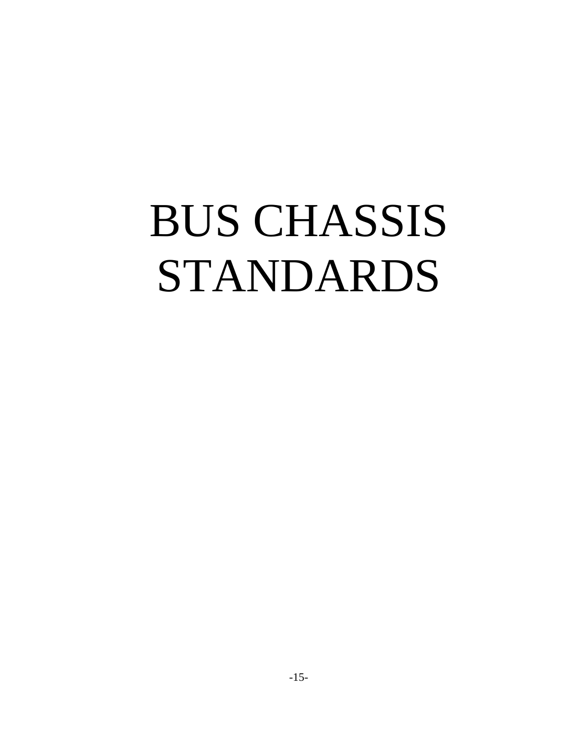# BUS CHASSIS STANDARDS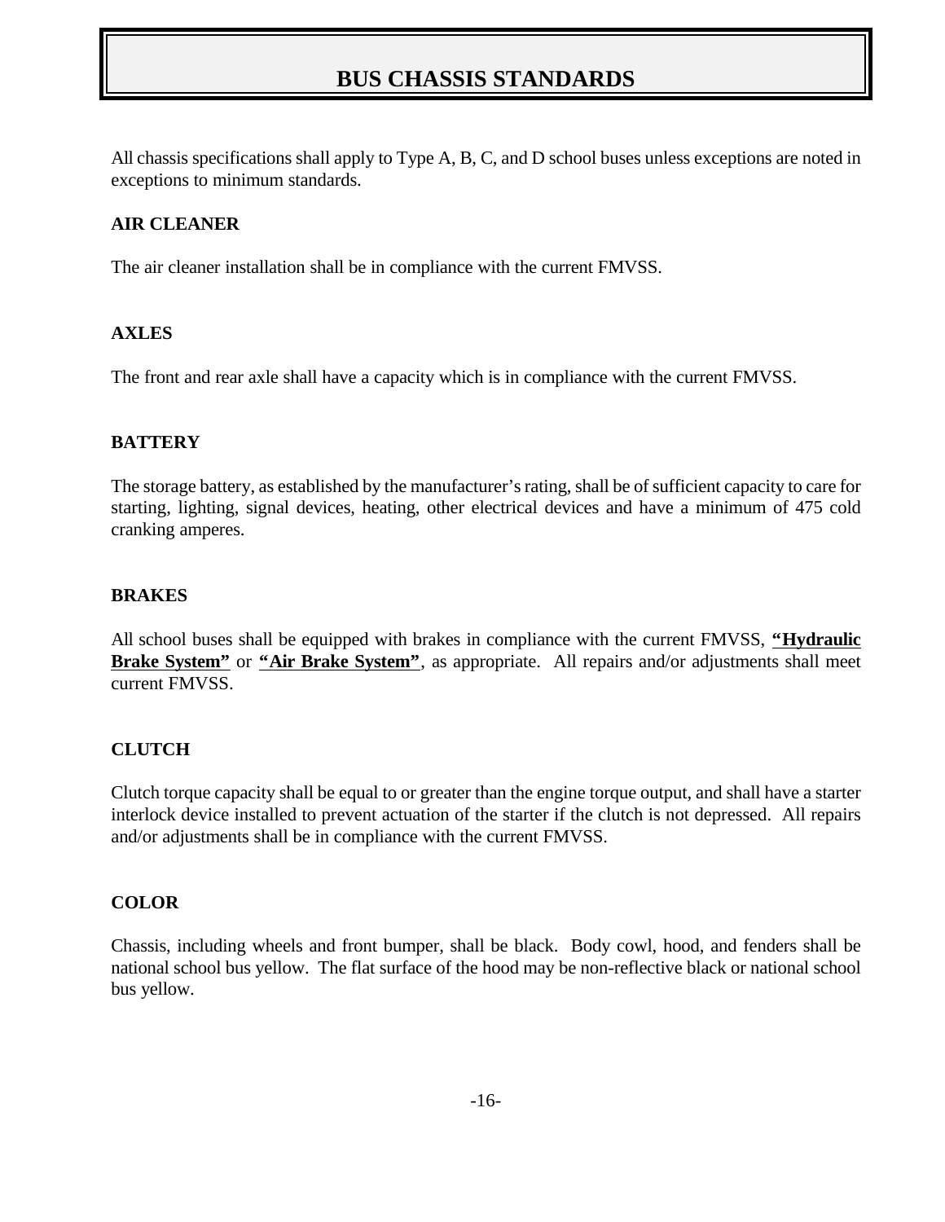# BUS CHASSIS STANDARDS

All chassis specifications shall apply to Type A, B, C, and D school buses unless exceptions are noted in exceptions to minimum standards.

### AIR CLEANER

The air cleaner installation shall be in compliance with the current FMVSS.

### AXLES

The front and rear axle shall have a capacity which is in compliance with the current FMVSS.

### BATTERY

The storage battery, as established by the manufacturer's rating, shall be of sufficient capacity to care for starting, lighting, signal devices, heating, other electrical devices and have a minimum of 475 cold cranking amperes.

### BRAKES

All school buses shall be equipped with brakes in compliance with the current FMVSS, **<u>"Hydraulic Brake System"</u>** or **<u>"Air Brake System"</u>**, as appropriate. All repairs and/or adjustments shall meet current FMVSS.

### CLUTCH

Clutch torque capacity shall be equal to or greater than the engine torque output, and shall have a starter interlock device installed to prevent actuation of the starter if the clutch is not depressed. All repairs and/or adjustments shall be in compliance with the current FMVSS.

### COLOR

Chassis, including wheels and front bumper, shall be black. Body cowl, hood, and fenders shall be national school bus yellow. The flat surface of the hood may be non-reflective black or national school bus yellow.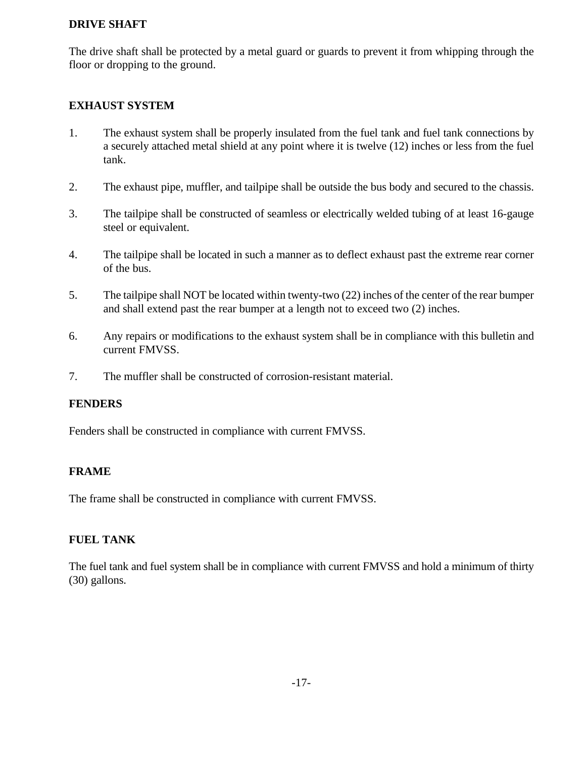## DRIVE SHAFT

The drive shaft shall be protected by a metal guard or guards to prevent it from whipping through the floor or dropping to the ground.

## EXHAUST SYSTEM

1. The exhaust system shall be properly insulated from the fuel tank and fuel tank connections by a securely attached metal shield at any point where it is twelve (12) inches or less from the fuel tank.

2. The exhaust pipe, muffler, and tailpipe shall be outside the bus body and secured to the chassis.

3. The tailpipe shall be constructed of seamless or electrically welded tubing of at least 16-gauge steel or equivalent.

4. The tailpipe shall be located in such a manner as to deflect exhaust past the extreme rear corner of the bus.

5. The tailpipe shall NOT be located within twenty-two (22) inches of the center of the rear bumper and shall extend past the rear bumper at a length not to exceed two (2) inches.

6. Any repairs or modifications to the exhaust system shall be in compliance with this bulletin and current FMVSS.

7. The muffler shall be constructed of corrosion-resistant material.

## FENDERS

Fenders shall be constructed in compliance with current FMVSS.

## FRAME

The frame shall be constructed in compliance with current FMVSS.

## FUEL TANK

The fuel tank and fuel system shall be in compliance with current FMVSS and hold a minimum of thirty (30) gallons.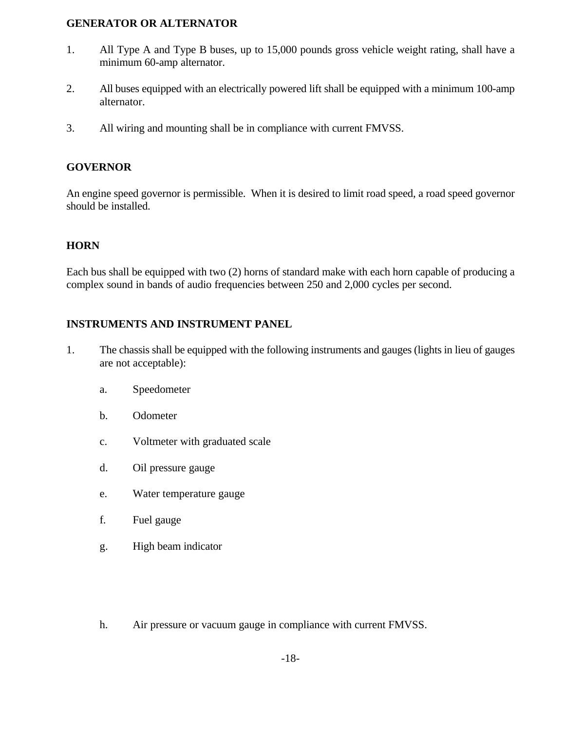## GENERATOR OR ALTERNATOR

1. All Type A and Type B buses, up to 15,000 pounds gross vehicle weight rating, shall have a minimum 60-amp alternator.

2. All buses equipped with an electrically powered lift shall be equipped with a minimum 100-amp alternator.

3. All wiring and mounting shall be in compliance with current FMVSS.

## GOVERNOR

An engine speed governor is permissible. When it is desired to limit road speed, a road speed governor should be installed.

## HORN

Each bus shall be equipped with two (2) horns of standard make with each horn capable of producing a complex sound in bands of audio frequencies between 250 and 2,000 cycles per second.

## INSTRUMENTS AND INSTRUMENT PANEL

1. The chassis shall be equipped with the following instruments and gauges (lights in lieu of gauges are not acceptable):

   a. Speedometer

   b. Odometer

   c. Voltmeter with graduated scale

   d. Oil pressure gauge

   e. Water temperature gauge

   f. Fuel gauge

   g. High beam indicator

   h. Air pressure or vacuum gauge in compliance with current FMVSS.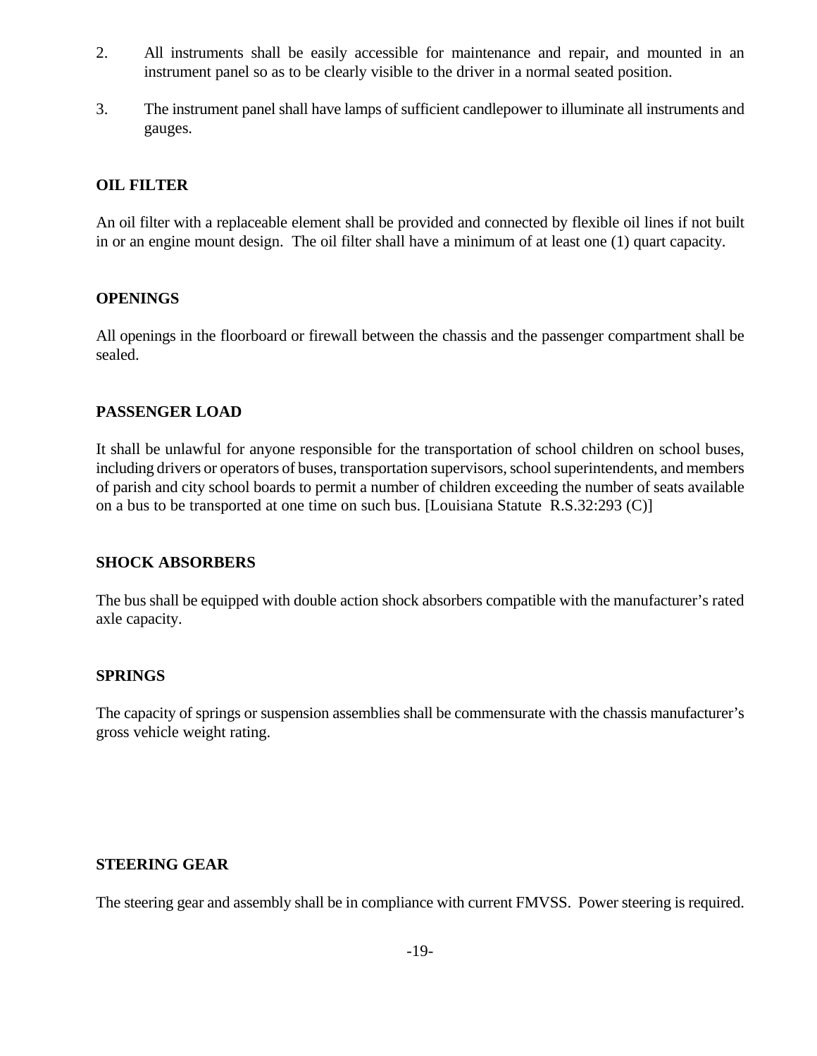2. All instruments shall be easily accessible for maintenance and repair, and mounted in an instrument panel so as to be clearly visible to the driver in a normal seated position.

3. The instrument panel shall have lamps of sufficient candlepower to illuminate all instruments and gauges.

**OIL FILTER**

An oil filter with a replaceable element shall be provided and connected by flexible oil lines if not built in or an engine mount design. The oil filter shall have a minimum of at least one (1) quart capacity.

**OPENINGS**

All openings in the floorboard or firewall between the chassis and the passenger compartment shall be sealed.

**PASSENGER LOAD**

It shall be unlawful for anyone responsible for the transportation of school children on school buses, including drivers or operators of buses, transportation supervisors, school superintendents, and members of parish and city school boards to permit a number of children exceeding the number of seats available on a bus to be transported at one time on such bus. [Louisiana Statute R.S.32:293 (C)]

**SHOCK ABSORBERS**

The bus shall be equipped with double action shock absorbers compatible with the manufacturer's rated axle capacity.

**SPRINGS**

The capacity of springs or suspension assemblies shall be commensurate with the chassis manufacturer's gross vehicle weight rating.

**STEERING GEAR**

The steering gear and assembly shall be in compliance with current FMVSS. Power steering is required.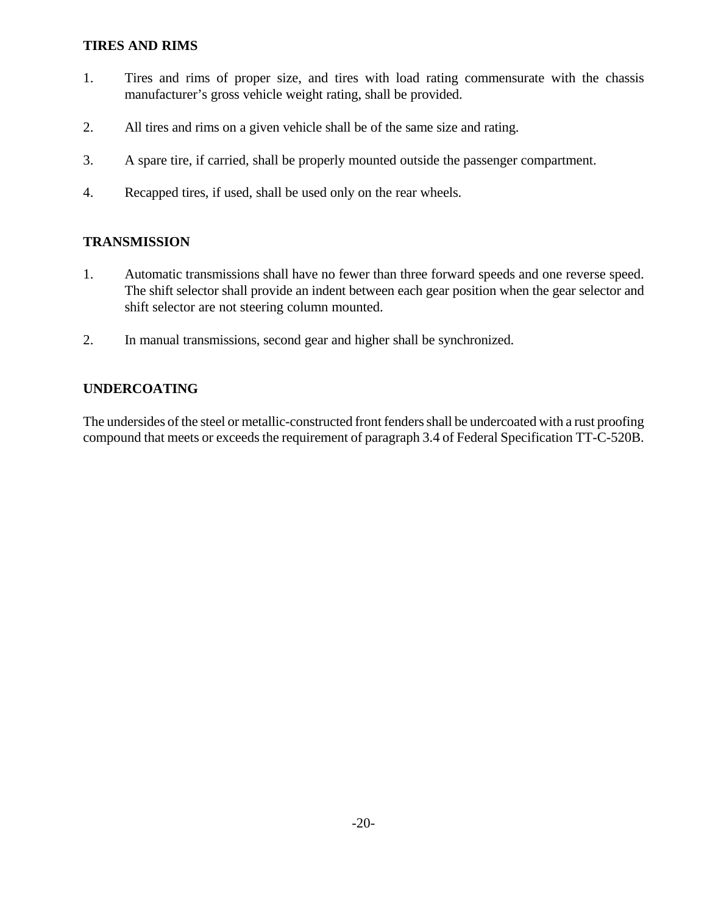## TIRES AND RIMS

1. Tires and rims of proper size, and tires with load rating commensurate with the chassis manufacturer's gross vehicle weight rating, shall be provided.

2. All tires and rims on a given vehicle shall be of the same size and rating.

3. A spare tire, if carried, shall be properly mounted outside the passenger compartment.

4. Recapped tires, if used, shall be used only on the rear wheels.

## TRANSMISSION

1. Automatic transmissions shall have no fewer than three forward speeds and one reverse speed. The shift selector shall provide an indent between each gear position when the gear selector and shift selector are not steering column mounted.

2. In manual transmissions, second gear and higher shall be synchronized.

## UNDERCOATING

The undersides of the steel or metallic-constructed front fenders shall be undercoated with a rust proofing compound that meets or exceeds the requirement of paragraph 3.4 of Federal Specification TT-C-520B.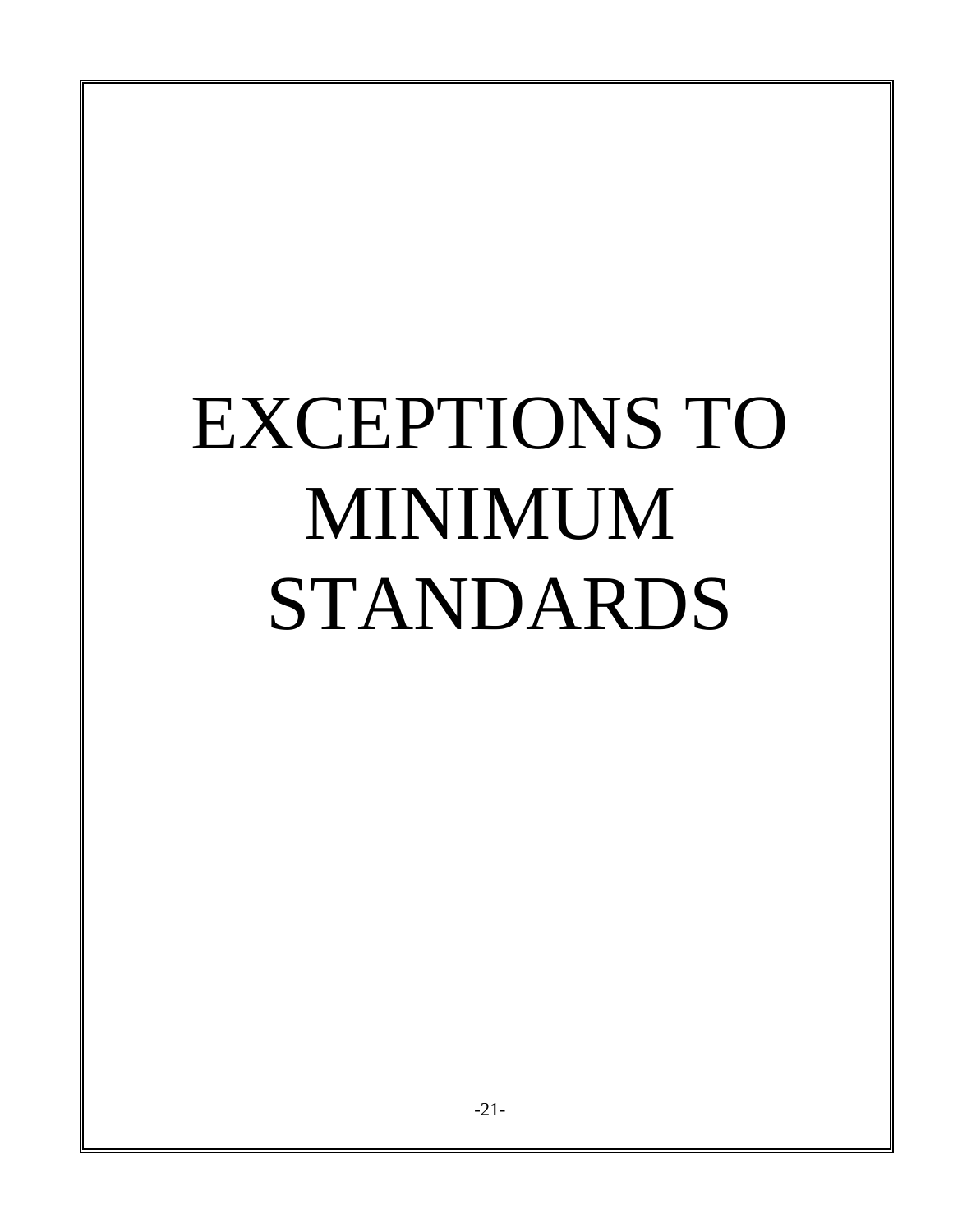# EXCEPTIONS TO MINIMUM STANDARDS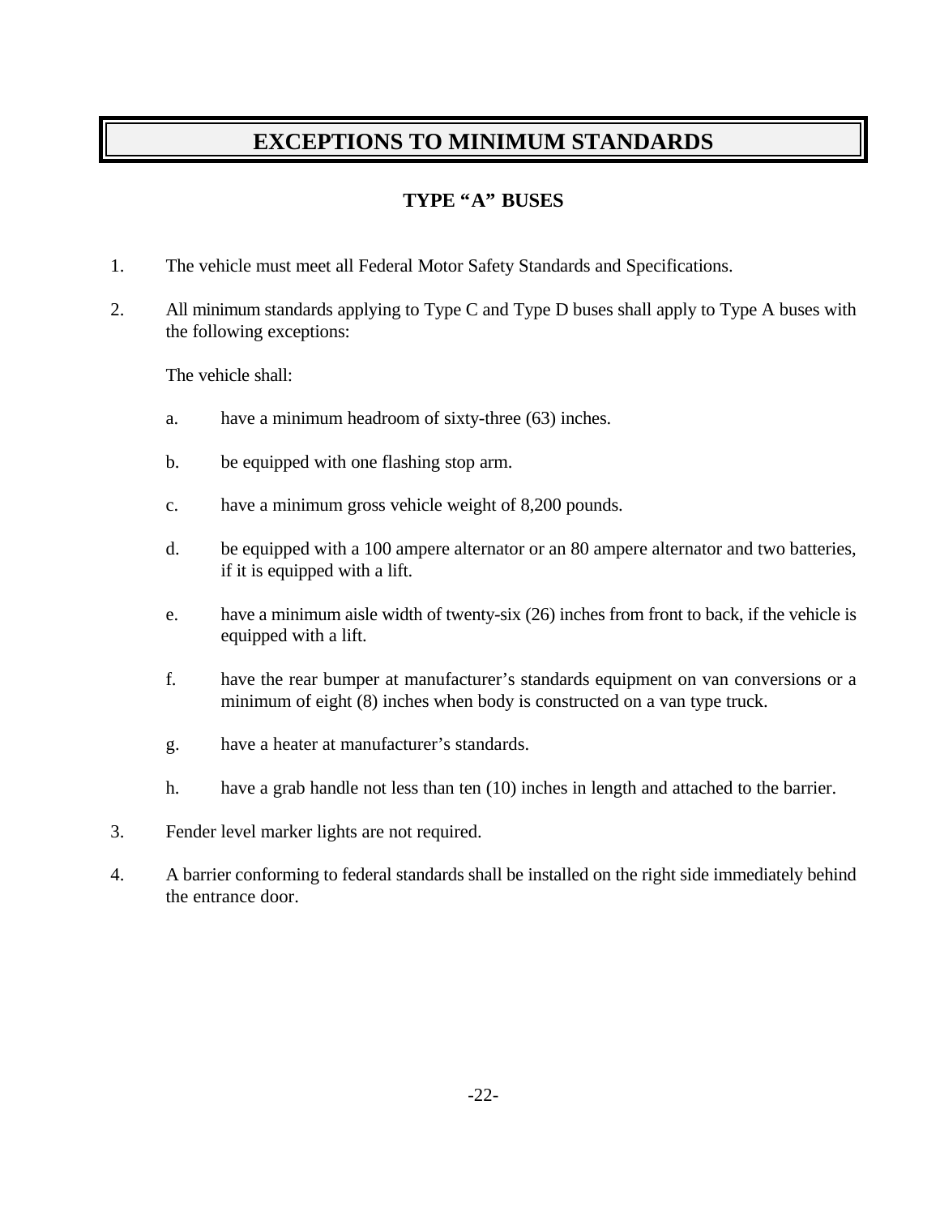# EXCEPTIONS TO MINIMUM STANDARDS

## TYPE "A" BUSES

1. The vehicle must meet all Federal Motor Safety Standards and Specifications.

2. All minimum standards applying to Type C and Type D buses shall apply to Type A buses with the following exceptions:

   The vehicle shall:

   a. have a minimum headroom of sixty-three (63) inches.

   b. be equipped with one flashing stop arm.

   c. have a minimum gross vehicle weight of 8,200 pounds.

   d. be equipped with a 100 ampere alternator or an 80 ampere alternator and two batteries, if it is equipped with a lift.

   e. have a minimum aisle width of twenty-six (26) inches from front to back, if the vehicle is equipped with a lift.

   f. have the rear bumper at manufacturer's standards equipment on van conversions or a minimum of eight (8) inches when body is constructed on a van type truck.

   g. have a heater at manufacturer's standards.

   h. have a grab handle not less than ten (10) inches in length and attached to the barrier.

3. Fender level marker lights are not required.

4. A barrier conforming to federal standards shall be installed on the right side immediately behind the entrance door.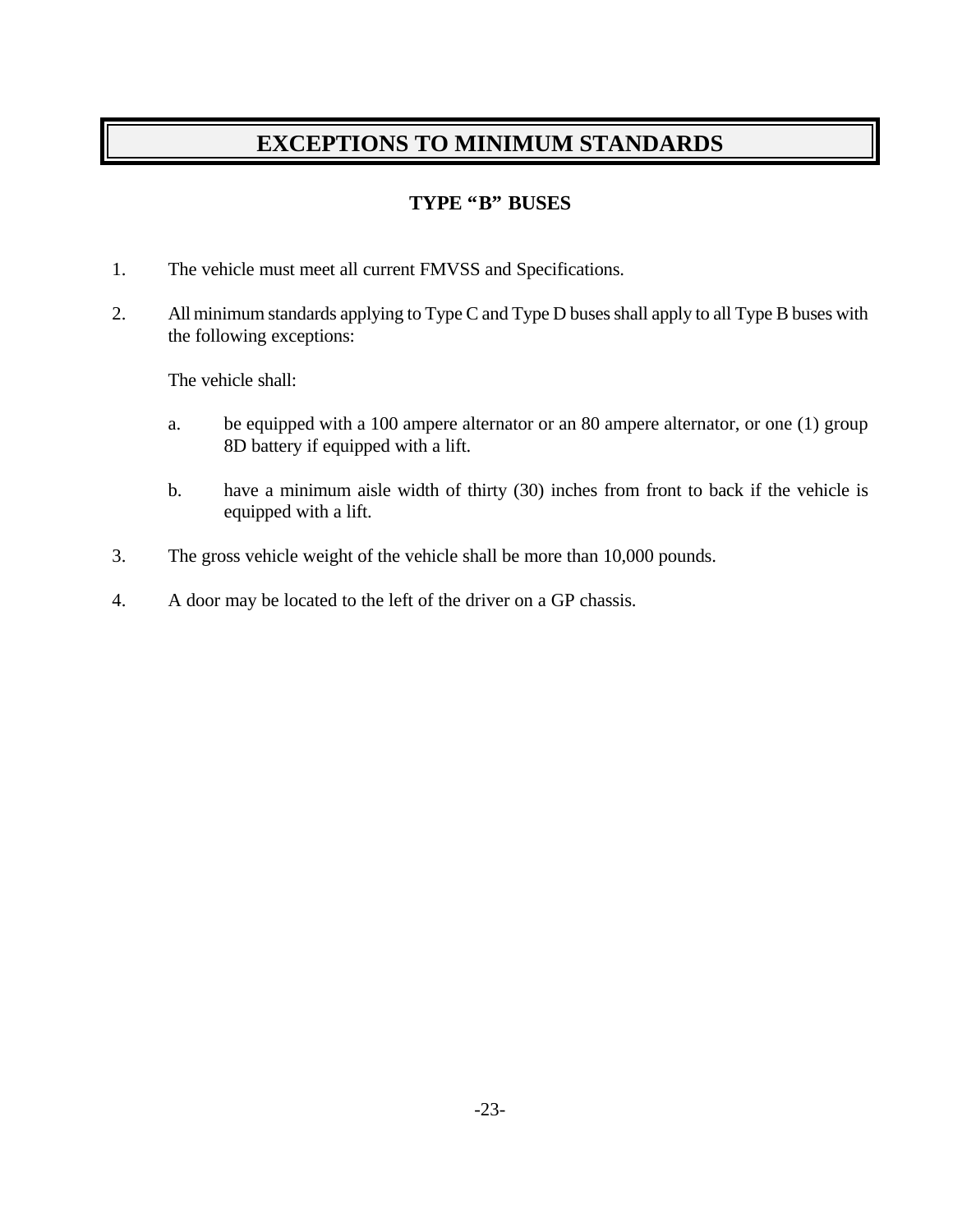# EXCEPTIONS TO MINIMUM STANDARDS

### TYPE "B" BUSES

1. The vehicle must meet all current FMVSS and Specifications.

2. All minimum standards applying to Type C and Type D buses shall apply to all Type B buses with the following exceptions:

   The vehicle shall:

   a. be equipped with a 100 ampere alternator or an 80 ampere alternator, or one (1) group 8D battery if equipped with a lift.

   b. have a minimum aisle width of thirty (30) inches from front to back if the vehicle is equipped with a lift.

3. The gross vehicle weight of the vehicle shall be more than 10,000 pounds.

4. A door may be located to the left of the driver on a GP chassis.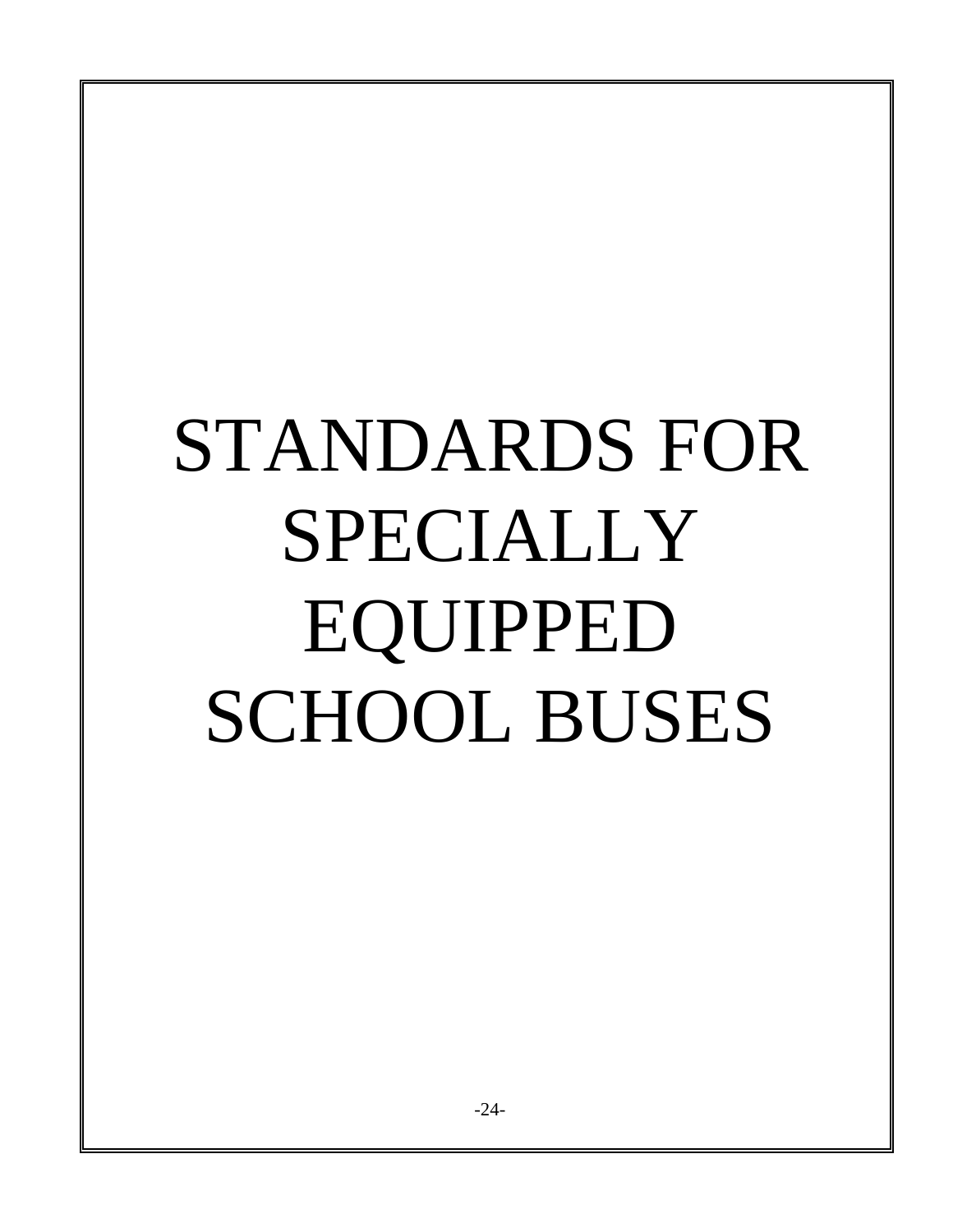# STANDARDS FOR SPECIALLY EQUIPPED SCHOOL BUSES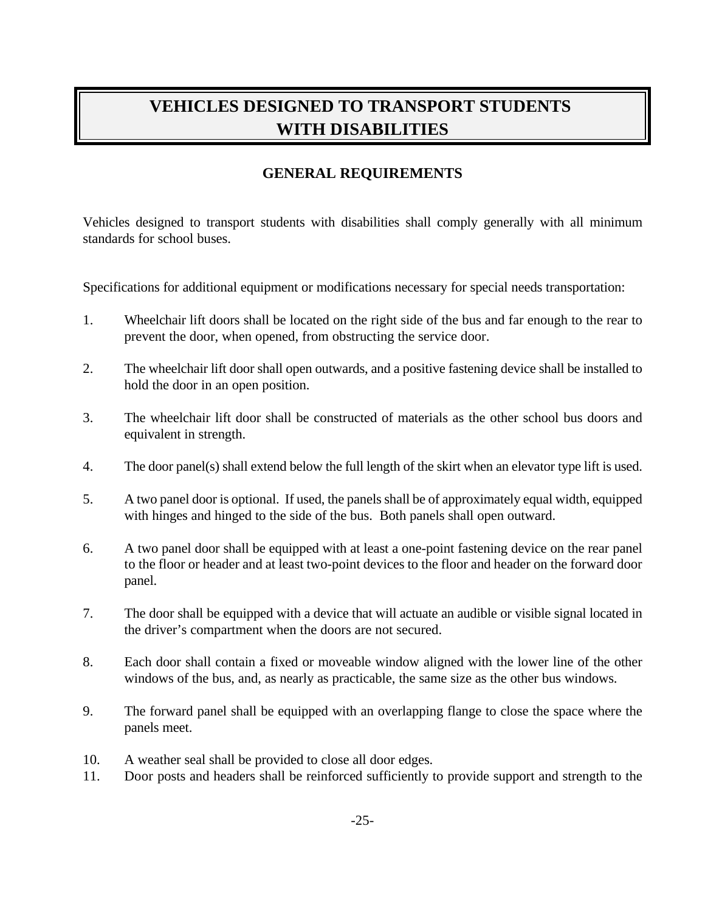# VEHICLES DESIGNED TO TRANSPORT STUDENTS WITH DISABILITIES

## GENERAL REQUIREMENTS

Vehicles designed to transport students with disabilities shall comply generally with all minimum standards for school buses.

Specifications for additional equipment or modifications necessary for special needs transportation:

1. Wheelchair lift doors shall be located on the right side of the bus and far enough to the rear to prevent the door, when opened, from obstructing the service door.

2. The wheelchair lift door shall open outwards, and a positive fastening device shall be installed to hold the door in an open position.

3. The wheelchair lift door shall be constructed of materials as the other school bus doors and equivalent in strength.

4. The door panel(s) shall extend below the full length of the skirt when an elevator type lift is used.

5. A two panel door is optional. If used, the panels shall be of approximately equal width, equipped with hinges and hinged to the side of the bus. Both panels shall open outward.

6. A two panel door shall be equipped with at least a one-point fastening device on the rear panel to the floor or header and at least two-point devices to the floor and header on the forward door panel.

7. The door shall be equipped with a device that will actuate an audible or visible signal located in the driver's compartment when the doors are not secured.

8. Each door shall contain a fixed or moveable window aligned with the lower line of the other windows of the bus, and, as nearly as practicable, the same size as the other bus windows.

9. The forward panel shall be equipped with an overlapping flange to close the space where the panels meet.

10. A weather seal shall be provided to close all door edges.

11. Door posts and headers shall be reinforced sufficiently to provide support and strength to the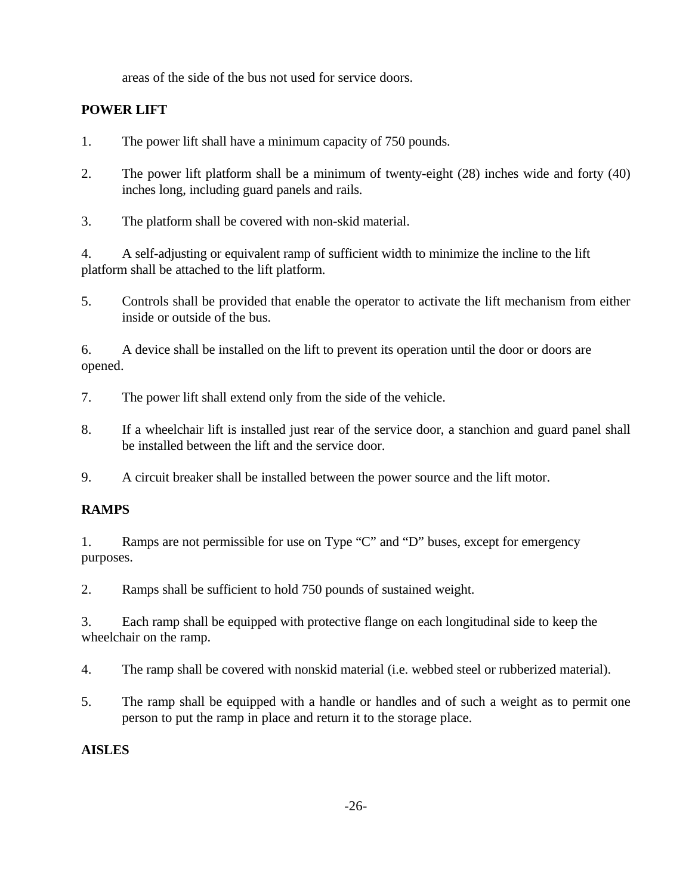areas of the side of the bus not used for service doors.

**POWER LIFT**

1. The power lift shall have a minimum capacity of 750 pounds.

2. The power lift platform shall be a minimum of twenty-eight (28) inches wide and forty (40) inches long, including guard panels and rails.

3. The platform shall be covered with non-skid material.

4. A self-adjusting or equivalent ramp of sufficient width to minimize the incline to the lift platform shall be attached to the lift platform.

5. Controls shall be provided that enable the operator to activate the lift mechanism from either inside or outside of the bus.

6. A device shall be installed on the lift to prevent its operation until the door or doors are opened.

7. The power lift shall extend only from the side of the vehicle.

8. If a wheelchair lift is installed just rear of the service door, a stanchion and guard panel shall be installed between the lift and the service door.

9. A circuit breaker shall be installed between the power source and the lift motor.

**RAMPS**

1. Ramps are not permissible for use on Type "C" and "D" buses, except for emergency purposes.

2. Ramps shall be sufficient to hold 750 pounds of sustained weight.

3. Each ramp shall be equipped with protective flange on each longitudinal side to keep the wheelchair on the ramp.

4. The ramp shall be covered with nonskid material (i.e. webbed steel or rubberized material).

5. The ramp shall be equipped with a handle or handles and of such a weight as to permit one person to put the ramp in place and return it to the storage place.

**AISLES**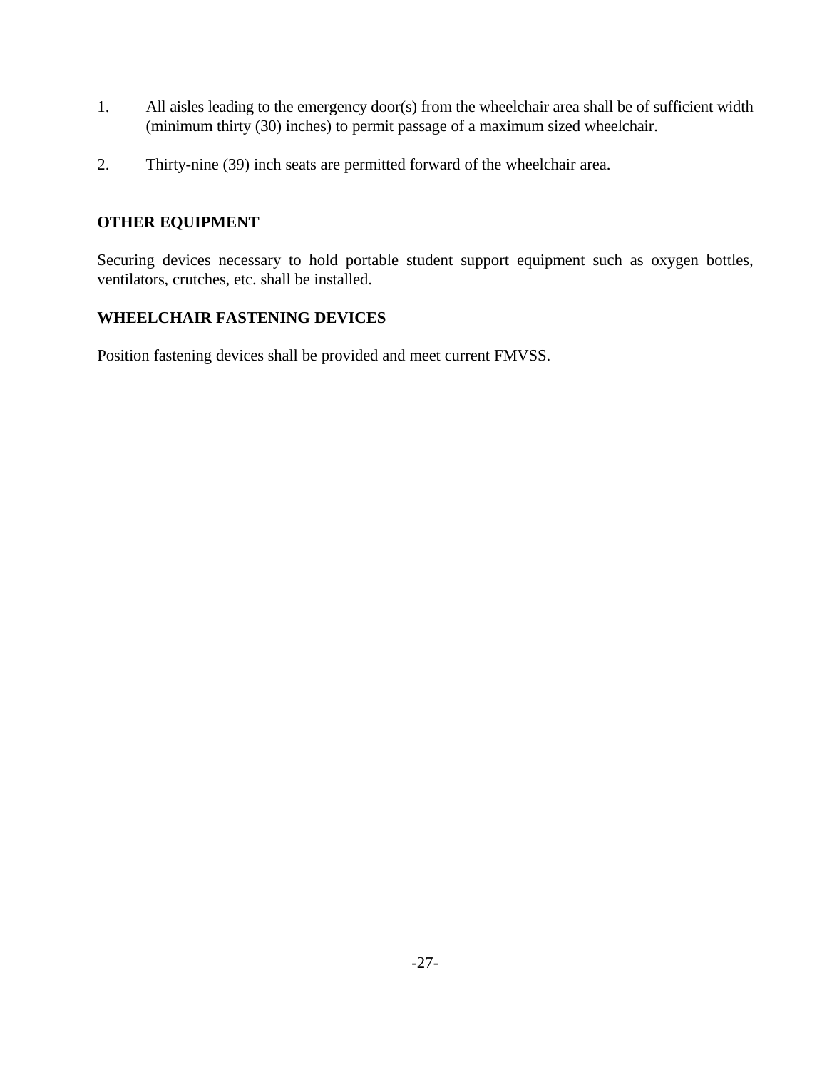1. All aisles leading to the emergency door(s) from the wheelchair area shall be of sufficient width (minimum thirty (30) inches) to permit passage of a maximum sized wheelchair.

2. Thirty-nine (39) inch seats are permitted forward of the wheelchair area.

**OTHER EQUIPMENT**

Securing devices necessary to hold portable student support equipment such as oxygen bottles, ventilators, crutches, etc. shall be installed.

**WHEELCHAIR FASTENING DEVICES**

Position fastening devices shall be provided and meet current FMVSS.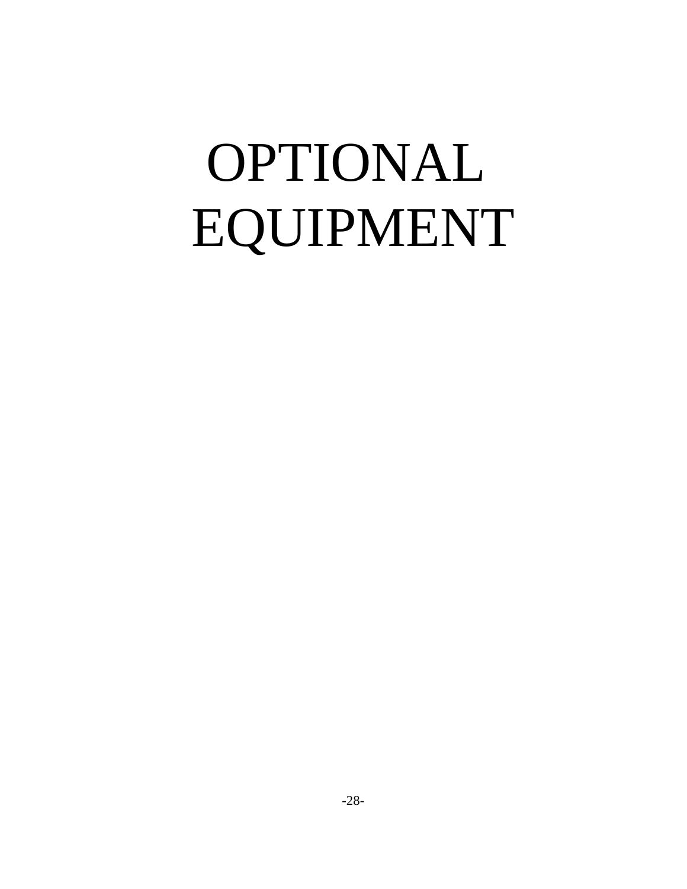# OPTIONAL EQUIPMENT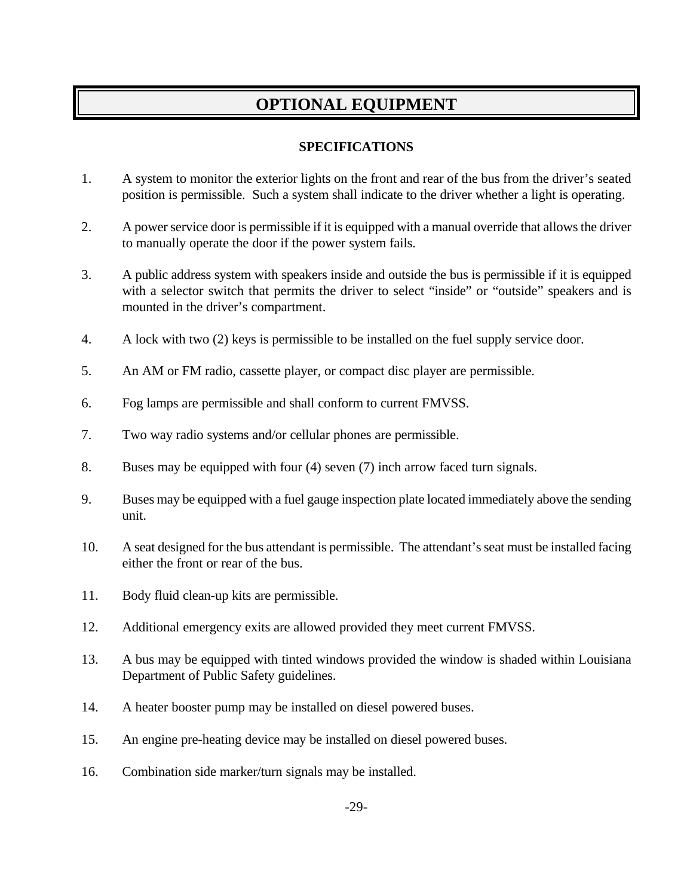# OPTIONAL EQUIPMENT

### SPECIFICATIONS

1. A system to monitor the exterior lights on the front and rear of the bus from the driver's seated position is permissible. Such a system shall indicate to the driver whether a light is operating.

2. A power service door is permissible if it is equipped with a manual override that allows the driver to manually operate the door if the power system fails.

3. A public address system with speakers inside and outside the bus is permissible if it is equipped with a selector switch that permits the driver to select "inside" or "outside" speakers and is mounted in the driver's compartment.

4. A lock with two (2) keys is permissible to be installed on the fuel supply service door.

5. An AM or FM radio, cassette player, or compact disc player are permissible.

6. Fog lamps are permissible and shall conform to current FMVSS.

7. Two way radio systems and/or cellular phones are permissible.

8. Buses may be equipped with four (4) seven (7) inch arrow faced turn signals.

9. Buses may be equipped with a fuel gauge inspection plate located immediately above the sending unit.

10. A seat designed for the bus attendant is permissible. The attendant's seat must be installed facing either the front or rear of the bus.

11. Body fluid clean-up kits are permissible.

12. Additional emergency exits are allowed provided they meet current FMVSS.

13. A bus may be equipped with tinted windows provided the window is shaded within Louisiana Department of Public Safety guidelines.

14. A heater booster pump may be installed on diesel powered buses.

15. An engine pre-heating device may be installed on diesel powered buses.

16. Combination side marker/turn signals may be installed.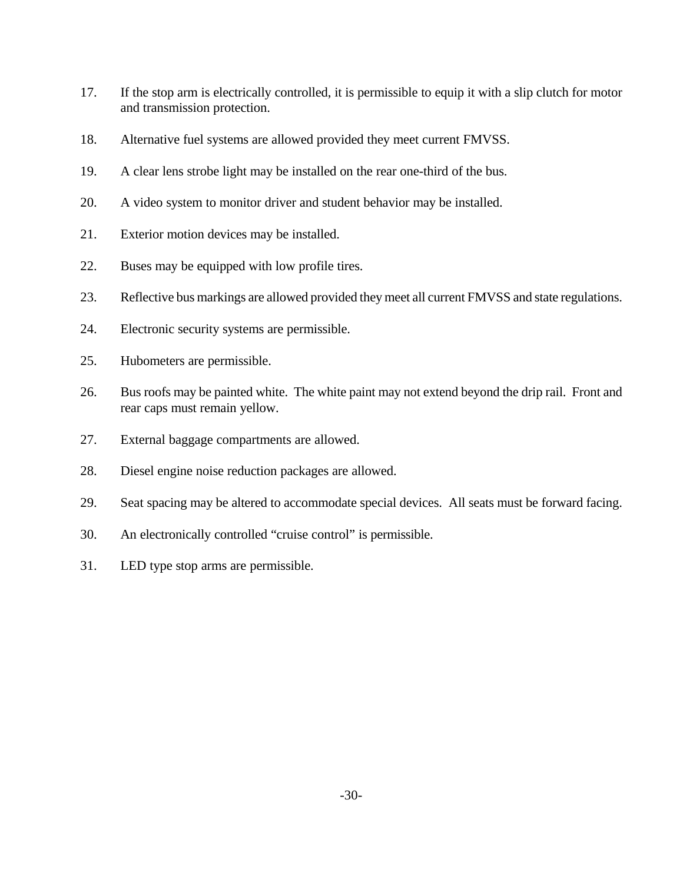17. If the stop arm is electrically controlled, it is permissible to equip it with a slip clutch for motor and transmission protection.

18. Alternative fuel systems are allowed provided they meet current FMVSS.

19. A clear lens strobe light may be installed on the rear one-third of the bus.

20. A video system to monitor driver and student behavior may be installed.

21. Exterior motion devices may be installed.

22. Buses may be equipped with low profile tires.

23. Reflective bus markings are allowed provided they meet all current FMVSS and state regulations.

24. Electronic security systems are permissible.

25. Hubometers are permissible.

26. Bus roofs may be painted white. The white paint may not extend beyond the drip rail. Front and rear caps must remain yellow.

27. External baggage compartments are allowed.

28. Diesel engine noise reduction packages are allowed.

29. Seat spacing may be altered to accommodate special devices. All seats must be forward facing.

30. An electronically controlled "cruise control" is permissible.

31. LED type stop arms are permissible.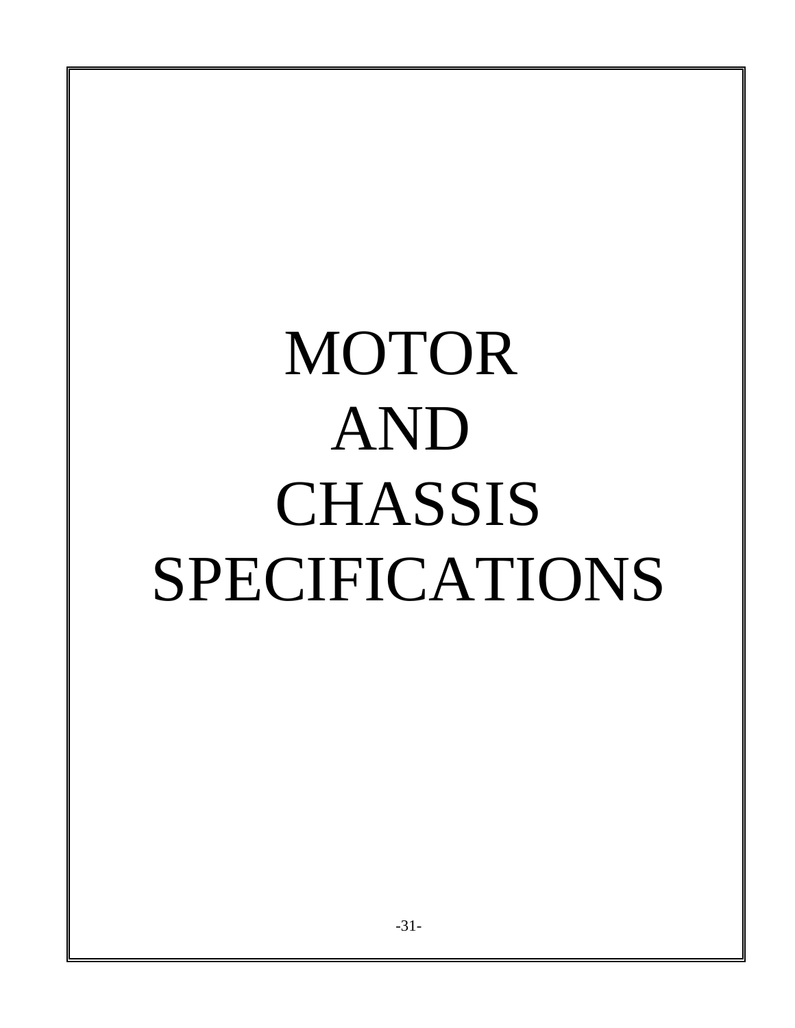# MOTOR AND CHASSIS SPECIFICATIONS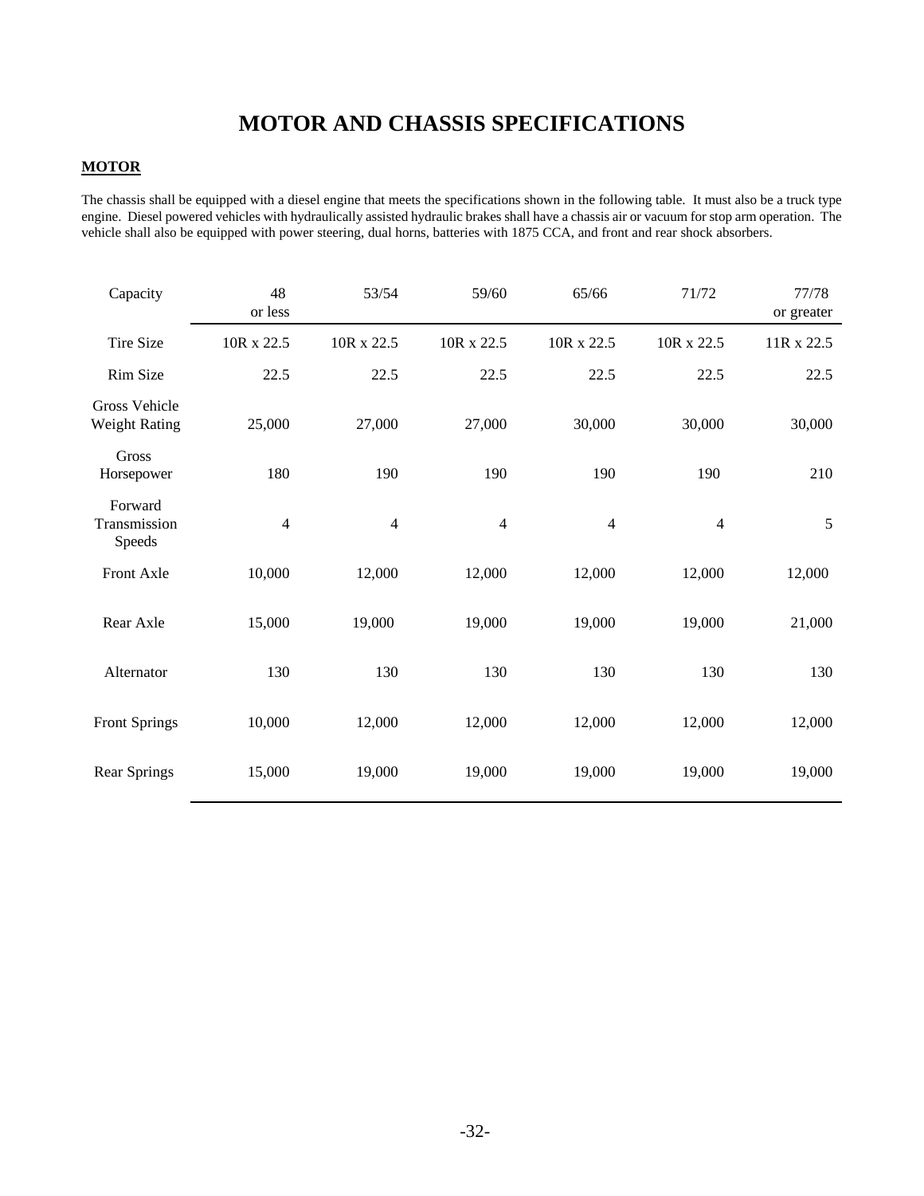# MOTOR AND CHASSIS SPECIFICATIONS

## MOTOR

The chassis shall be equipped with a diesel engine that meets the specifications shown in the following table. It must also be a truck type engine. Diesel powered vehicles with hydraulically assisted hydraulic brakes shall have a chassis air or vacuum for stop arm operation. The vehicle shall also be equipped with power steering, dual horns, batteries with 1875 CCA, and front and rear shock absorbers.

| Capacity | 48 or less | 53/54 | 59/60 | 65/66 | 71/72 | 77/78 or greater |
|---|---|---|---|---|---|---|
| Tire Size | 10R x 22.5 | 10R x 22.5 | 10R x 22.5 | 10R x 22.5 | 10R x 22.5 | 11R x 22.5 |
| Rim Size | 22.5 | 22.5 | 22.5 | 22.5 | 22.5 | 22.5 |
| Gross Vehicle Weight Rating | 25,000 | 27,000 | 27,000 | 30,000 | 30,000 | 30,000 |
| Gross Horsepower | 180 | 190 | 190 | 190 | 190 | 210 |
| Forward Transmission Speeds | 4 | 4 | 4 | 4 | 4 | 5 |
| Front Axle | 10,000 | 12,000 | 12,000 | 12,000 | 12,000 | 12,000 |
| Rear Axle | 15,000 | 19,000 | 19,000 | 19,000 | 19,000 | 21,000 |
| Alternator | 130 | 130 | 130 | 130 | 130 | 130 |
| Front Springs | 10,000 | 12,000 | 12,000 | 12,000 | 12,000 | 12,000 |
| Rear Springs | 15,000 | 19,000 | 19,000 | 19,000 | 19,000 | 19,000 |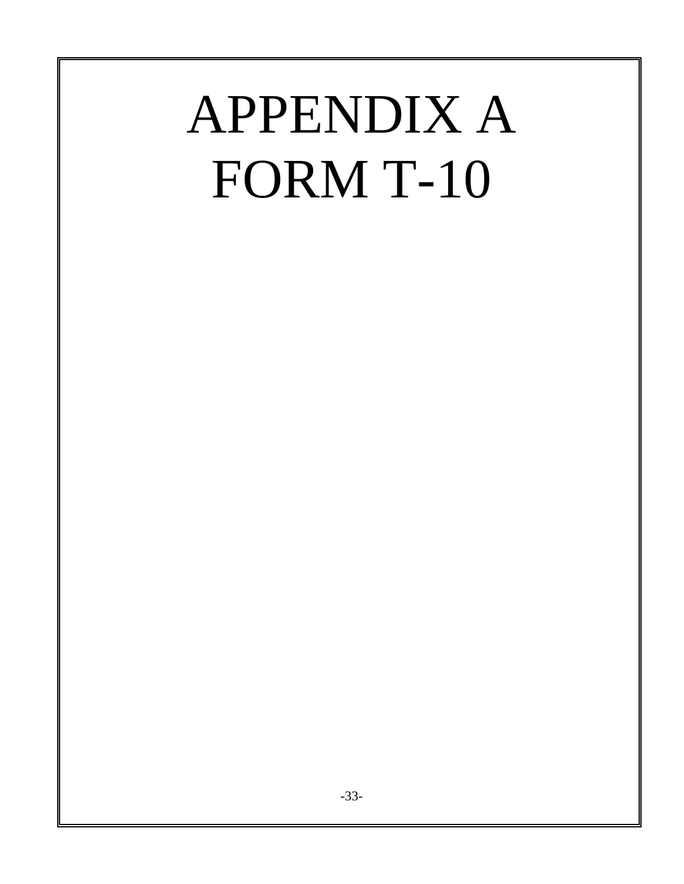# APPENDIX A
# FORM T-10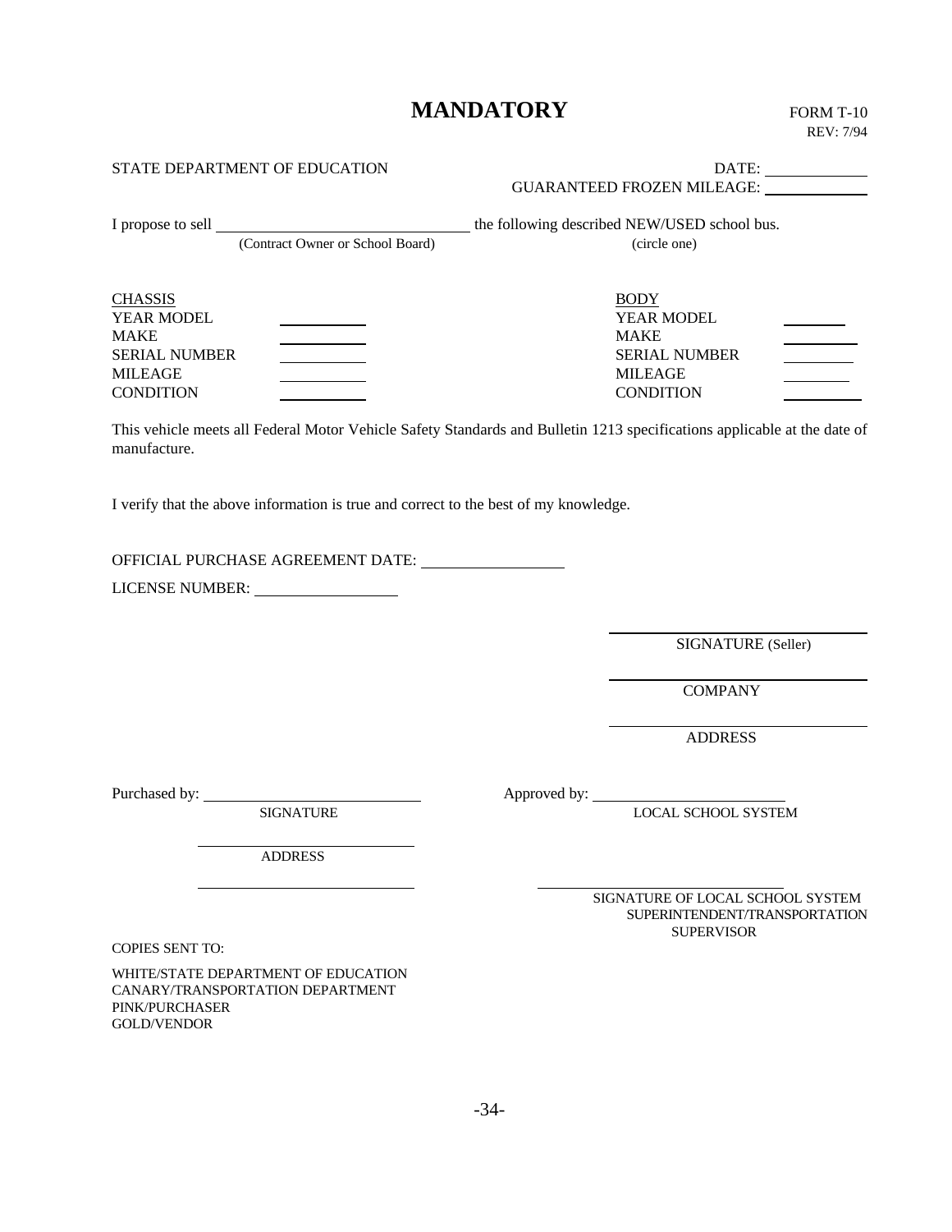# MANDATORY

FORM T-10
REV: 7/94

STATE DEPARTMENT OF EDUCATION

DATE: ____________
GUARANTEED FROZEN MILEAGE: ____________

I propose to sell ______________________________ the following described NEW/USED school bus.
(Contract Owner or School Board) (circle one)

| CHASSIS | | BODY | |
|---|---|---|---|
| YEAR MODEL | ________ | YEAR MODEL | ________ |
| MAKE | ________ | MAKE | ________ |
| SERIAL NUMBER | ________ | SERIAL NUMBER | ________ |
| MILEAGE | ________ | MILEAGE | ________ |
| CONDITION | ________ | CONDITION | ________ |

This vehicle meets all Federal Motor Vehicle Safety Standards and Bulletin 1213 specifications applicable at the date of manufacture.

I verify that the above information is true and correct to the best of my knowledge.

OFFICIAL PURCHASE AGREEMENT DATE: ________________

LICENSE NUMBER: ________________

______________________________
SIGNATURE (Seller)

______________________________
COMPANY

______________________________
ADDRESS

Purchased by: ____________________________
SIGNATURE

____________________________
ADDRESS

____________________________

Approved by: ____________________________
LOCAL SCHOOL SYSTEM

____________________________
SIGNATURE OF LOCAL SCHOOL SYSTEM SUPERINTENDENT/TRANSPORTATION SUPERVISOR

COPIES SENT TO:

WHITE/STATE DEPARTMENT OF EDUCATION
CANARY/TRANSPORTATION DEPARTMENT
PINK/PURCHASER
GOLD/VENDOR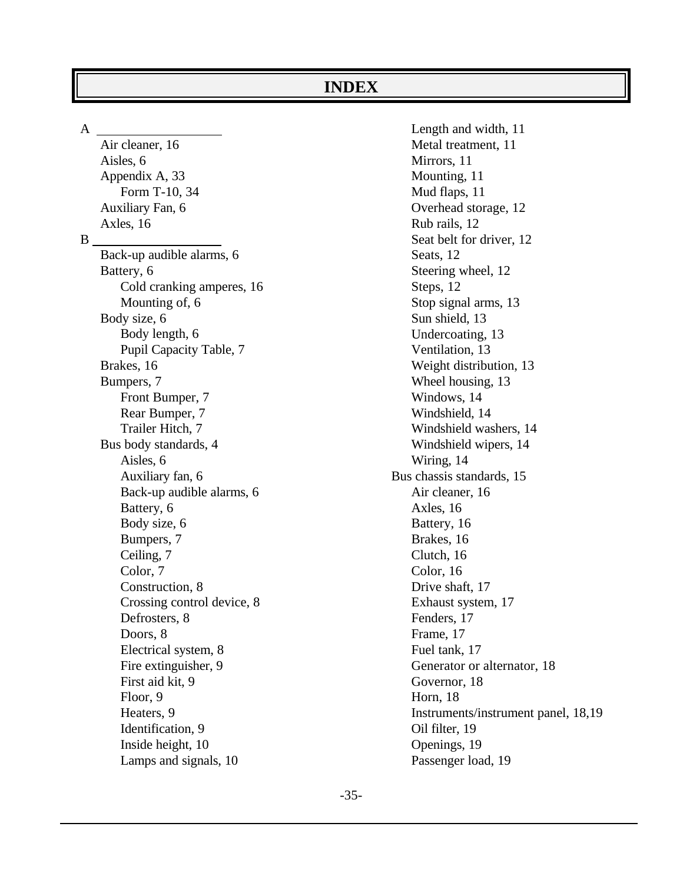# INDEX

**A**

- Air cleaner, 16
- Aisles, 6
- Appendix A, 33
  - Form T-10, 34
- Auxiliary Fan, 6
- Axles, 16

**B**

- Back-up audible alarms, 6
- Battery, 6
  - Cold cranking amperes, 16
  - Mounting of, 6
- Body size, 6
  - Body length, 6
  - Pupil Capacity Table, 7
- Brakes, 16
- Bumpers, 7
  - Front Bumper, 7
  - Rear Bumper, 7
  - Trailer Hitch, 7
- Bus body standards, 4
  - Aisles, 6
  - Auxiliary fan, 6
  - Back-up audible alarms, 6
  - Battery, 6
  - Body size, 6
  - Bumpers, 7
  - Ceiling, 7
  - Color, 7
  - Construction, 8
  - Crossing control device, 8
  - Defrosters, 8
  - Doors, 8
  - Electrical system, 8
  - Fire extinguisher, 9
  - First aid kit, 9
  - Floor, 9
  - Heaters, 9
  - Identification, 9
  - Inside height, 10
  - Lamps and signals, 10
  - Length and width, 11
  - Metal treatment, 11
  - Mirrors, 11
  - Mounting, 11
  - Mud flaps, 11
  - Overhead storage, 12
  - Rub rails, 12
  - Seat belt for driver, 12
  - Seats, 12
  - Steering wheel, 12
  - Steps, 12
  - Stop signal arms, 13
  - Sun shield, 13
  - Undercoating, 13
  - Ventilation, 13
  - Weight distribution, 13
  - Wheel housing, 13
  - Windows, 14
  - Windshield, 14
  - Windshield washers, 14
  - Windshield wipers, 14
  - Wiring, 14
- Bus chassis standards, 15
  - Air cleaner, 16
  - Axles, 16
  - Battery, 16
  - Brakes, 16
  - Clutch, 16
  - Color, 16
  - Drive shaft, 17
  - Exhaust system, 17
  - Fenders, 17
  - Frame, 17
  - Fuel tank, 17
  - Generator or alternator, 18
  - Governor, 18
  - Horn, 18
  - Instruments/instrument panel, 18,19
  - Oil filter, 19
  - Openings, 19
  - Passenger load, 19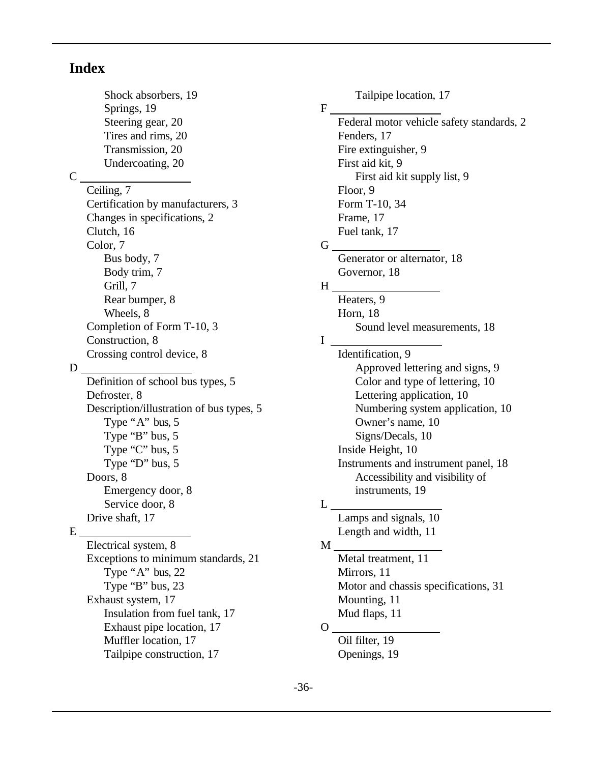# Index

- Shock absorbers, 19
- Springs, 19
- Steering gear, 20
- Tires and rims, 20
- Transmission, 20
- Undercoating, 20

C

- Ceiling, 7
- Certification by manufacturers, 3
- Changes in specifications, 2
- Clutch, 16
- Color, 7
  - Bus body, 7
  - Body trim, 7
  - Grill, 7
  - Rear bumper, 8
  - Wheels, 8
- Completion of Form T-10, 3
- Construction, 8
- Crossing control device, 8

D

- Definition of school bus types, 5
- Defroster, 8
- Description/illustration of bus types, 5
  - Type "A" bus, 5
  - Type "B" bus, 5
  - Type "C" bus, 5
  - Type "D" bus, 5
- Doors, 8
  - Emergency door, 8
  - Service door, 8
- Drive shaft, 17

E

- Electrical system, 8
- Exceptions to minimum standards, 21
  - Type "A" bus, 22
  - Type "B" bus, 23
- Exhaust system, 17
  - Insulation from fuel tank, 17
  - Exhaust pipe location, 17
  - Muffler location, 17
  - Tailpipe construction, 17
  - Tailpipe location, 17

F

- Federal motor vehicle safety standards, 2
- Fenders, 17
- Fire extinguisher, 9
- First aid kit, 9
  - First aid kit supply list, 9
- Floor, 9
- Form T-10, 34
- Frame, 17
- Fuel tank, 17

G

- Generator or alternator, 18
- Governor, 18

H

- Heaters, 9
- Horn, 18
  - Sound level measurements, 18

I

- Identification, 9
  - Approved lettering and signs, 9
  - Color and type of lettering, 10
  - Lettering application, 10
  - Numbering system application, 10
  - Owner's name, 10
  - Signs/Decals, 10
- Inside Height, 10
- Instruments and instrument panel, 18
  - Accessibility and visibility of instruments, 19

L

- Lamps and signals, 10
- Length and width, 11

M

- Metal treatment, 11
- Mirrors, 11
- Motor and chassis specifications, 31
- Mounting, 11
- Mud flaps, 11

O

- Oil filter, 19
- Openings, 19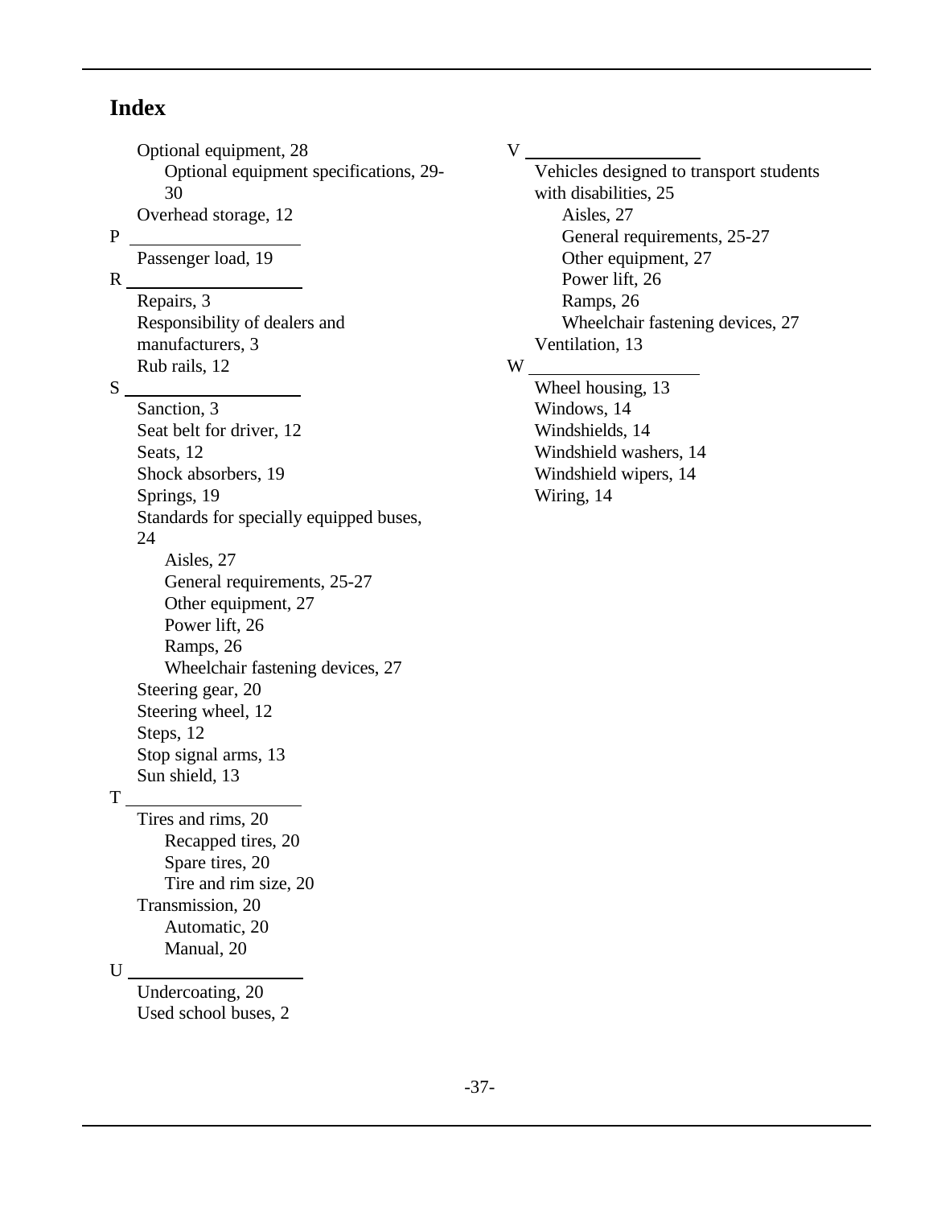# Index

- Optional equipment, 28
  - Optional equipment specifications, 29-30
- Overhead storage, 12

P

- Passenger load, 19

R

- Repairs, 3
- Responsibility of dealers and manufacturers, 3
- Rub rails, 12

S

- Sanction, 3
- Seat belt for driver, 12
- Seats, 12
- Shock absorbers, 19
- Springs, 19
- Standards for specially equipped buses, 24
  - Aisles, 27
  - General requirements, 25-27
  - Other equipment, 27
  - Power lift, 26
  - Ramps, 26
  - Wheelchair fastening devices, 27
- Steering gear, 20
- Steering wheel, 12
- Steps, 12
- Stop signal arms, 13
- Sun shield, 13

T

- Tires and rims, 20
  - Recapped tires, 20
  - Spare tires, 20
  - Tire and rim size, 20
- Transmission, 20
  - Automatic, 20
  - Manual, 20

U

- Undercoating, 20
- Used school buses, 2

V

- Vehicles designed to transport students with disabilities, 25
  - Aisles, 27
  - General requirements, 25-27
  - Other equipment, 27
  - Power lift, 26
  - Ramps, 26
  - Wheelchair fastening devices, 27
- Ventilation, 13

W

- Wheel housing, 13
- Windows, 14
- Windshields, 14
- Windshield washers, 14
- Windshield wipers, 14
- Wiring, 14